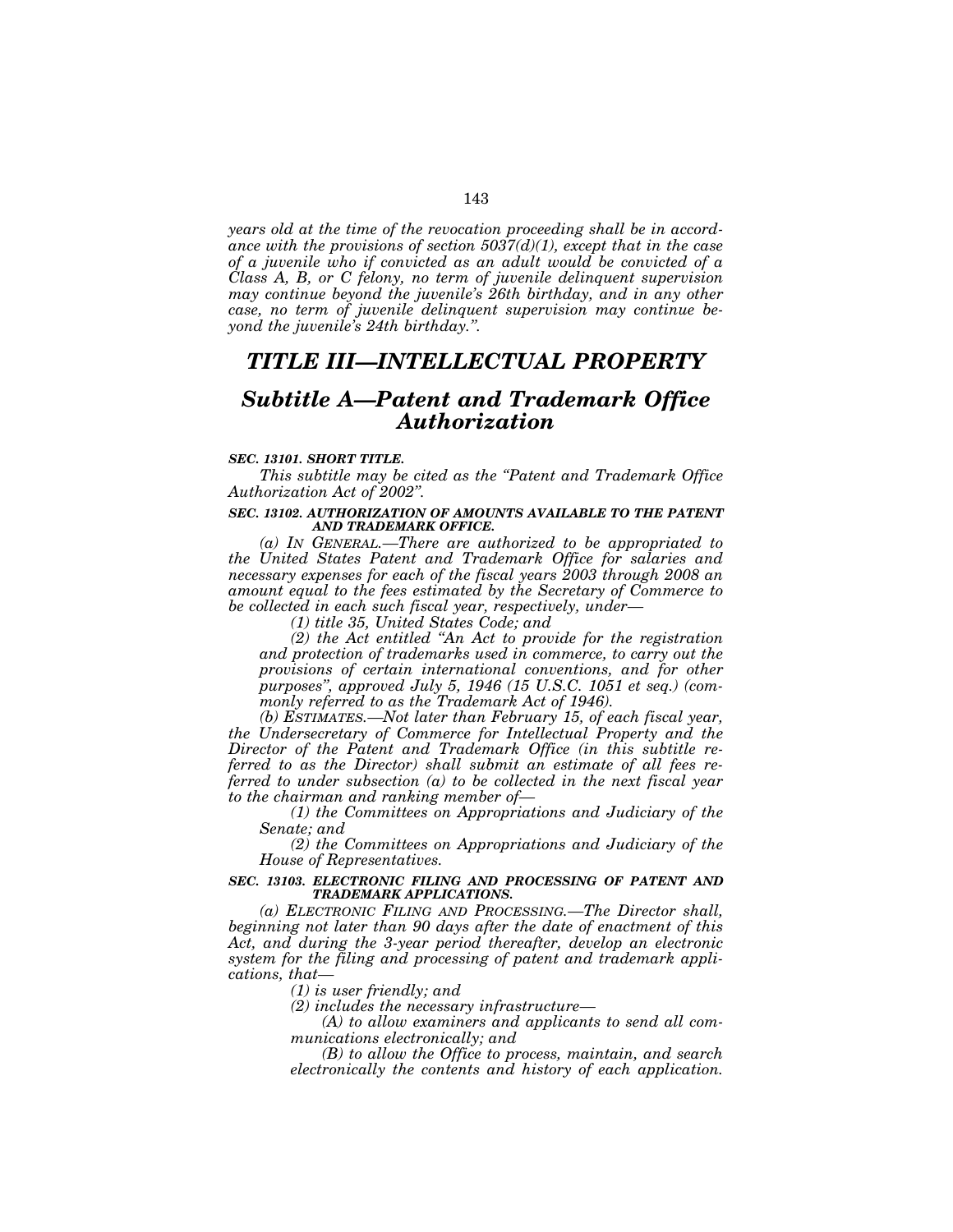*years old at the time of the revocation proceeding shall be in accordance with the provisions of section 5037(d)(1), except that in the case of a juvenile who if convicted as an adult would be convicted of a Class A, B, or C felony, no term of juvenile delinquent supervision may continue beyond the juvenile's 26th birthday, and in any other case, no term of juvenile delinquent supervision may continue beyond the juvenile's 24th birthday.".*

# *TITLE III—INTELLECTUAL PROPERTY*

## *Subtitle A—Patent and Trademark Office Authorization*

***SEC. 13101. SHORT TITLE.***

*This subtitle may be cited as the "Patent and Trademark Office Authorization Act of 2002".*

***SEC. 13102. AUTHORIZATION OF AMOUNTS AVAILABLE TO THE PATENT AND TRADEMARK OFFICE.***

*(a) IN GENERAL.—There are authorized to be appropriated to the United States Patent and Trademark Office for salaries and necessary expenses for each of the fiscal years 2003 through 2008 an amount equal to the fees estimated by the Secretary of Commerce to be collected in each such fiscal year, respectively, under—*

*(1) title 35, United States Code; and*

*(2) the Act entitled "An Act to provide for the registration and protection of trademarks used in commerce, to carry out the provisions of certain international conventions, and for other purposes", approved July 5, 1946 (15 U.S.C. 1051 et seq.) (commonly referred to as the Trademark Act of 1946).*

*(b) ESTIMATES.—Not later than February 15, of each fiscal year, the Undersecretary of Commerce for Intellectual Property and the Director of the Patent and Trademark Office (in this subtitle referred to as the Director) shall submit an estimate of all fees referred to under subsection (a) to be collected in the next fiscal year to the chairman and ranking member of—*

*(1) the Committees on Appropriations and Judiciary of the Senate; and*

*(2) the Committees on Appropriations and Judiciary of the House of Representatives.*

***SEC. 13103. ELECTRONIC FILING AND PROCESSING OF PATENT AND TRADEMARK APPLICATIONS.***

*(a) ELECTRONIC FILING AND PROCESSING.—The Director shall, beginning not later than 90 days after the date of enactment of this Act, and during the 3-year period thereafter, develop an electronic system for the filing and processing of patent and trademark applications, that—*

*(1) is user friendly; and*

*(2) includes the necessary infrastructure—*

*(A) to allow examiners and applicants to send all communications electronically; and*

*(B) to allow the Office to process, maintain, and search electronically the contents and history of each application.*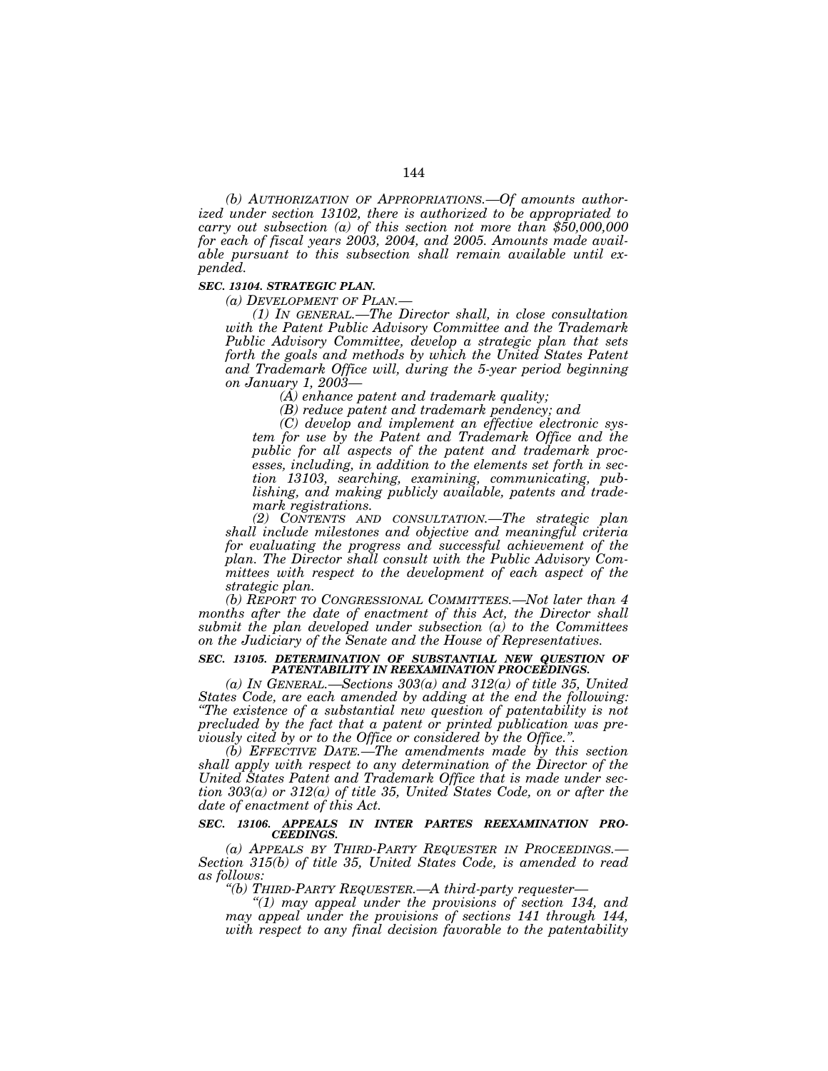*(b) AUTHORIZATION OF APPROPRIATIONS.—Of amounts authorized under section 13102, there is authorized to be appropriated to carry out subsection (a) of this section not more than $50,000,000 for each of fiscal years 2003, 2004, and 2005. Amounts made available pursuant to this subsection shall remain available until expended.*

***SEC. 13104. STRATEGIC PLAN.***

*(a) DEVELOPMENT OF PLAN.—*

*(1) IN GENERAL.—The Director shall, in close consultation with the Patent Public Advisory Committee and the Trademark Public Advisory Committee, develop a strategic plan that sets forth the goals and methods by which the United States Patent and Trademark Office will, during the 5-year period beginning on January 1, 2003—*

*(A) enhance patent and trademark quality;*

*(B) reduce patent and trademark pendency; and*

*(C) develop and implement an effective electronic system for use by the Patent and Trademark Office and the public for all aspects of the patent and trademark processes, including, in addition to the elements set forth in section 13103, searching, examining, communicating, publishing, and making publicly available, patents and trademark registrations.*

*(2) CONTENTS AND CONSULTATION.—The strategic plan shall include milestones and objective and meaningful criteria for evaluating the progress and successful achievement of the plan. The Director shall consult with the Public Advisory Committees with respect to the development of each aspect of the strategic plan.*

*(b) REPORT TO CONGRESSIONAL COMMITTEES.—Not later than 4 months after the date of enactment of this Act, the Director shall submit the plan developed under subsection (a) to the Committees on the Judiciary of the Senate and the House of Representatives.*

***SEC. 13105. DETERMINATION OF SUBSTANTIAL NEW QUESTION OF PATENTABILITY IN REEXAMINATION PROCEEDINGS.***

*(a) IN GENERAL.—Sections 303(a) and 312(a) of title 35, United States Code, are each amended by adding at the end the following: "The existence of a substantial new question of patentability is not precluded by the fact that a patent or printed publication was previously cited by or to the Office or considered by the Office.".*

*(b) EFFECTIVE DATE.—The amendments made by this section shall apply with respect to any determination of the Director of the United States Patent and Trademark Office that is made under section 303(a) or 312(a) of title 35, United States Code, on or after the date of enactment of this Act.*

***SEC. 13106. APPEALS IN INTER PARTES REEXAMINATION PROCEEDINGS.***

*(a) APPEALS BY THIRD-PARTY REQUESTER IN PROCEEDINGS.—Section 315(b) of title 35, United States Code, is amended to read as follows:*

*"(b) THIRD-PARTY REQUESTER.—A third-party requester—*

*"(1) may appeal under the provisions of section 134, and may appeal under the provisions of sections 141 through 144, with respect to any final decision favorable to the patentability*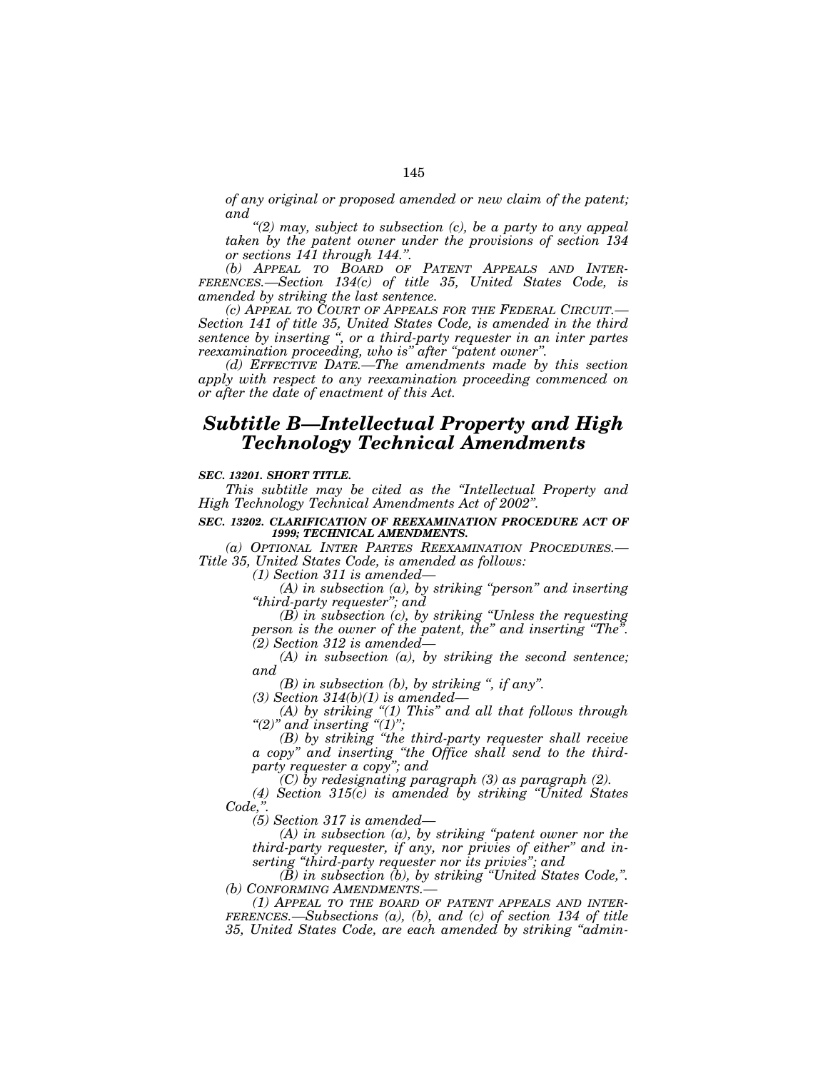*of any original or proposed amended or new claim of the patent; and*

*"(2) may, subject to subsection (c), be a party to any appeal taken by the patent owner under the provisions of section 134 or sections 141 through 144.".*

*(b) APPEAL TO BOARD OF PATENT APPEALS AND INTERFERENCES.—Section 134(c) of title 35, United States Code, is amended by striking the last sentence.*

*(c) APPEAL TO COURT OF APPEALS FOR THE FEDERAL CIRCUIT.—Section 141 of title 35, United States Code, is amended in the third sentence by inserting ", or a third-party requester in an inter partes reexamination proceeding, who is" after "patent owner".*

*(d) EFFECTIVE DATE.—The amendments made by this section apply with respect to any reexamination proceeding commenced on or after the date of enactment of this Act.*

## *Subtitle B—Intellectual Property and High Technology Technical Amendments*

***SEC. 13201. SHORT TITLE.***

*This subtitle may be cited as the "Intellectual Property and High Technology Technical Amendments Act of 2002".*

***SEC. 13202. CLARIFICATION OF REEXAMINATION PROCEDURE ACT OF 1999; TECHNICAL AMENDMENTS.***

*(a) OPTIONAL INTER PARTES REEXAMINATION PROCEDURES.—Title 35, United States Code, is amended as follows:*

*(1) Section 311 is amended—*

*(A) in subsection (a), by striking "person" and inserting "third-party requester"; and*

*(B) in subsection (c), by striking "Unless the requesting person is the owner of the patent, the" and inserting "The".*

*(2) Section 312 is amended—*

*(A) in subsection (a), by striking the second sentence; and*

*(B) in subsection (b), by striking ", if any".*

*(3) Section 314(b)(1) is amended—*

*(A) by striking "(1) This" and all that follows through "(2)" and inserting "(1)";*

*(B) by striking "the third-party requester shall receive a copy" and inserting "the Office shall send to the third-party requester a copy"; and*

*(C) by redesignating paragraph (3) as paragraph (2).*

*(4) Section 315(c) is amended by striking "United States Code,".*

*(5) Section 317 is amended—*

*(A) in subsection (a), by striking "patent owner nor the third-party requester, if any, nor privies of either" and inserting "third-party requester nor its privies"; and*

*(B) in subsection (b), by striking "United States Code,".*

*(b) CONFORMING AMENDMENTS.—*

*(1) APPEAL TO THE BOARD OF PATENT APPEALS AND INTERFERENCES.—Subsections (a), (b), and (c) of section 134 of title 35, United States Code, are each amended by striking "admin-*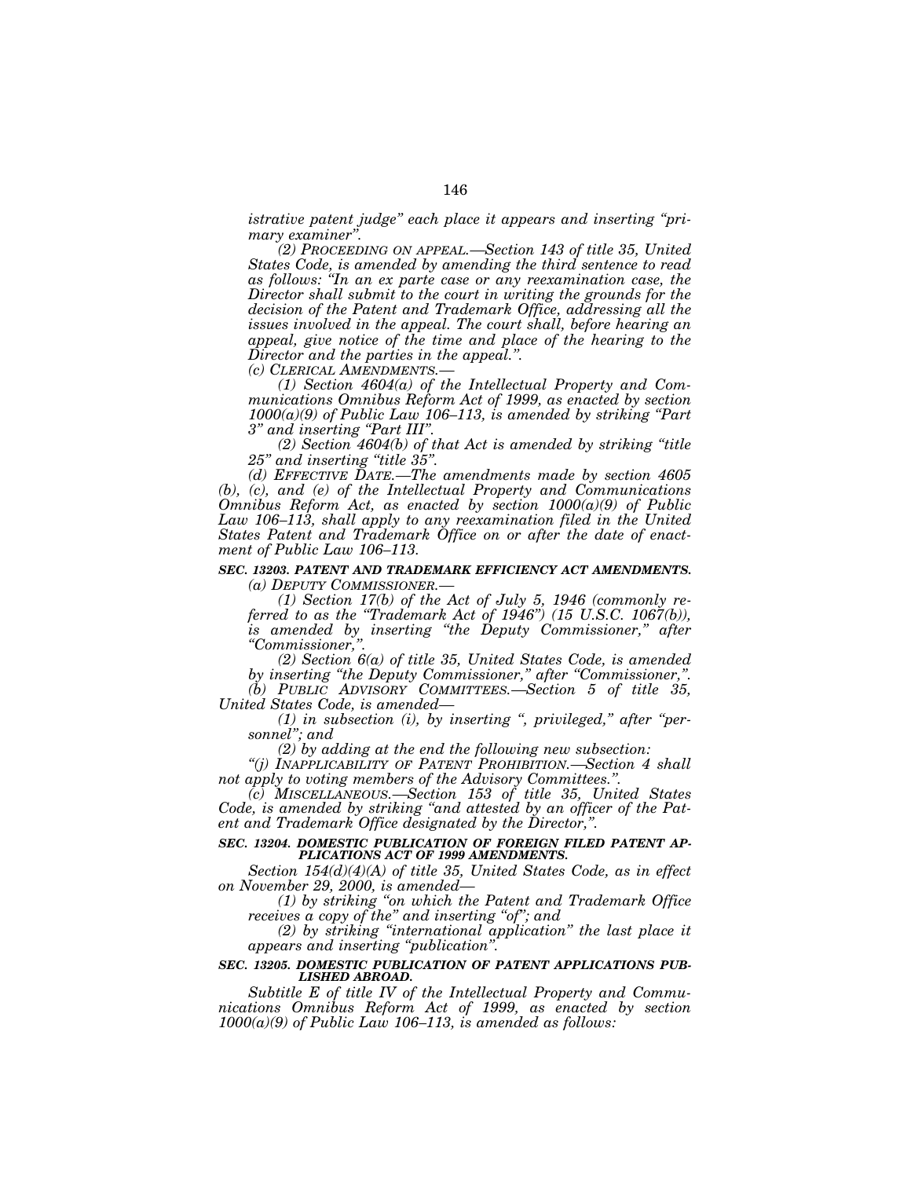*istrative patent judge" each place it appears and inserting "primary examiner".*

*(2) PROCEEDING ON APPEAL.—Section 143 of title 35, United States Code, is amended by amending the third sentence to read as follows: "In an ex parte case or any reexamination case, the Director shall submit to the court in writing the grounds for the decision of the Patent and Trademark Office, addressing all the issues involved in the appeal. The court shall, before hearing an appeal, give notice of the time and place of the hearing to the Director and the parties in the appeal.".*

*(c) CLERICAL AMENDMENTS.—*

*(1) Section 4604(a) of the Intellectual Property and Communications Omnibus Reform Act of 1999, as enacted by section 1000(a)(9) of Public Law 106–113, is amended by striking "Part 3" and inserting "Part III".*

*(2) Section 4604(b) of that Act is amended by striking "title 25" and inserting "title 35".*

*(d) EFFECTIVE DATE.—The amendments made by section 4605 (b), (c), and (e) of the Intellectual Property and Communications Omnibus Reform Act, as enacted by section 1000(a)(9) of Public Law 106–113, shall apply to any reexamination filed in the United States Patent and Trademark Office on or after the date of enactment of Public Law 106–113.*

***SEC. 13203. PATENT AND TRADEMARK EFFICIENCY ACT AMENDMENTS.***

*(a) DEPUTY COMMISSIONER.—*

*(1) Section 17(b) of the Act of July 5, 1946 (commonly referred to as the "Trademark Act of 1946") (15 U.S.C. 1067(b)), is amended by inserting "the Deputy Commissioner," after "Commissioner,".*

*(2) Section 6(a) of title 35, United States Code, is amended by inserting "the Deputy Commissioner," after "Commissioner,".*

*(b) PUBLIC ADVISORY COMMITTEES.—Section 5 of title 35, United States Code, is amended—*

*(1) in subsection (i), by inserting ", privileged," after "personnel"; and*

*(2) by adding at the end the following new subsection:*

*"(j) INAPPLICABILITY OF PATENT PROHIBITION.—Section 4 shall not apply to voting members of the Advisory Committees.".*

*(c) MISCELLANEOUS.—Section 153 of title 35, United States Code, is amended by striking "and attested by an officer of the Patent and Trademark Office designated by the Director,".*

***SEC. 13204. DOMESTIC PUBLICATION OF FOREIGN FILED PATENT APPLICATIONS ACT OF 1999 AMENDMENTS.***

*Section 154(d)(4)(A) of title 35, United States Code, as in effect on November 29, 2000, is amended—*

*(1) by striking "on which the Patent and Trademark Office receives a copy of the" and inserting "of"; and*

*(2) by striking "international application" the last place it appears and inserting "publication".*

***SEC. 13205. DOMESTIC PUBLICATION OF PATENT APPLICATIONS PUBLISHED ABROAD.***

*Subtitle E of title IV of the Intellectual Property and Communications Omnibus Reform Act of 1999, as enacted by section 1000(a)(9) of Public Law 106–113, is amended as follows:*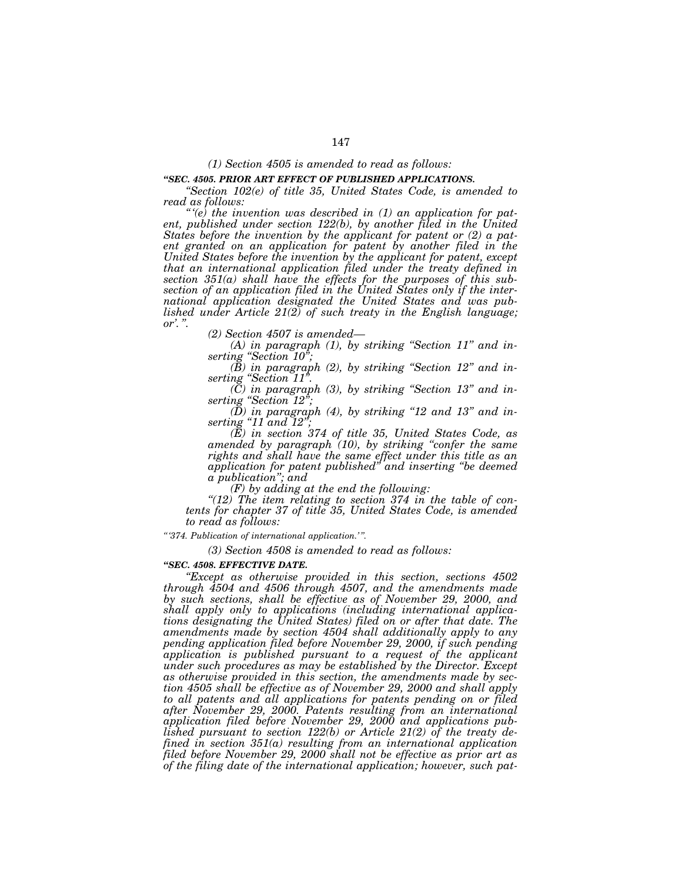*(1) Section 4505 is amended to read as follows:*

***"SEC. 4505. PRIOR ART EFFECT OF PUBLISHED APPLICATIONS.***

*"Section 102(e) of title 35, United States Code, is amended to read as follows:*

*"'(e) the invention was described in (1) an application for patent, published under section 122(b), by another filed in the United States before the invention by the applicant for patent or (2) a patent granted on an application for patent by another filed in the United States before the invention by the applicant for patent, except that an international application filed under the treaty defined in section 351(a) shall have the effects for the purposes of this subsection of an application filed in the United States only if the international application designated the United States and was published under Article 21(2) of such treaty in the English language; or'.".*

*(2) Section 4507 is amended—*

*(A) in paragraph (1), by striking "Section 11" and inserting "Section 10";*

*(B) in paragraph (2), by striking "Section 12" and inserting "Section 11".*

*(C) in paragraph (3), by striking "Section 13" and inserting "Section 12";*

*(D) in paragraph (4), by striking "12 and 13" and inserting "11 and 12";*

*(E) in section 374 of title 35, United States Code, as amended by paragraph (10), by striking "confer the same rights and shall have the same effect under this title as an application for patent published" and inserting "be deemed a publication"; and*

*(F) by adding at the end the following:*

*"(12) The item relating to section 374 in the table of contents for chapter 37 of title 35, United States Code, is amended to read as follows:*

*"'374. Publication of international application.'".*

*(3) Section 4508 is amended to read as follows:*

***"SEC. 4508. EFFECTIVE DATE.***

*"Except as otherwise provided in this section, sections 4502 through 4504 and 4506 through 4507, and the amendments made by such sections, shall be effective as of November 29, 2000, and shall apply only to applications (including international applications designating the United States) filed on or after that date. The amendments made by section 4504 shall additionally apply to any pending application filed before November 29, 2000, if such pending application is published pursuant to a request of the applicant under such procedures as may be established by the Director. Except as otherwise provided in this section, the amendments made by section 4505 shall be effective as of November 29, 2000 and shall apply to all patents and all applications for patents pending on or filed after November 29, 2000. Patents resulting from an international application filed before November 29, 2000 and applications published pursuant to section 122(b) or Article 21(2) of the treaty defined in section 351(a) resulting from an international application filed before November 29, 2000 shall not be effective as prior art as of the filing date of the international application; however, such pat-*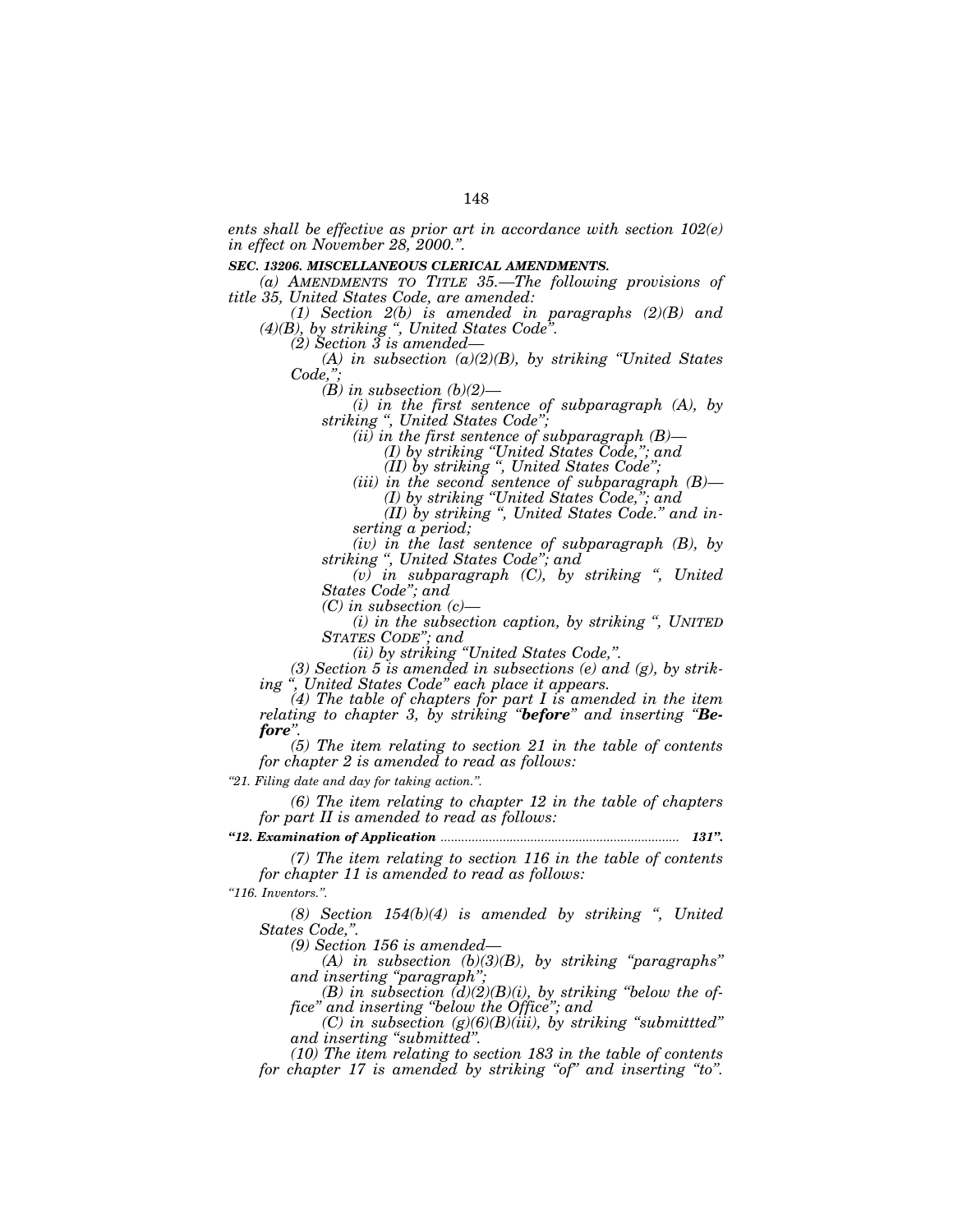*ents shall be effective as prior art in accordance with section 102(e) in effect on November 28, 2000.”.*

***SEC. 13206. MISCELLANEOUS CLERICAL AMENDMENTS.***

*(a) AMENDMENTS TO TITLE 35.—The following provisions of title 35, United States Code, are amended:*

*(1) Section 2(b) is amended in paragraphs (2)(B) and (4)(B), by striking “, United States Code”.*

*(2) Section 3 is amended—*

*(A) in subsection (a)(2)(B), by striking “United States Code,”;*

*(B) in subsection (b)(2)—*

*(i) in the first sentence of subparagraph (A), by striking “, United States Code”;*

*(ii) in the first sentence of subparagraph (B)—*

*(I) by striking “United States Code,”; and*

*(II) by striking “, United States Code”;*

*(iii) in the second sentence of subparagraph (B)—*

*(I) by striking “United States Code,”; and*

*(II) by striking “, United States Code.” and inserting a period;*

*(iv) in the last sentence of subparagraph (B), by striking “, United States Code”; and*

*(v) in subparagraph (C), by striking “, United States Code”; and*

*(C) in subsection (c)—*

*(i) in the subsection caption, by striking “, UNITED STATES CODE”; and*

*(ii) by striking “United States Code,”.*

*(3) Section 5 is amended in subsections (e) and (g), by striking “, United States Code” each place it appears.*

*(4) The table of chapters for part I is amended in the item relating to chapter 3, by striking “**before**” and inserting “**Before**”.*

*(5) The item relating to section 21 in the table of contents for chapter 2 is amended to read as follows:*

*“21. Filing date and day for taking action.”.*

*(6) The item relating to chapter 12 in the table of chapters for part II is amended to read as follows:*

***“12. Examination of Application ..................................................................... 131”.***

*(7) The item relating to section 116 in the table of contents for chapter 11 is amended to read as follows:*

*“116. Inventors.”.*

*(8) Section 154(b)(4) is amended by striking “, United States Code,”.*

*(9) Section 156 is amended—*

*(A) in subsection (b)(3)(B), by striking “paragraphs” and inserting “paragraph”;*

*(B) in subsection (d)(2)(B)(i), by striking “below the office” and inserting “below the Office”; and*

*(C) in subsection (g)(6)(B)(iii), by striking “submittted” and inserting “submitted”.*

*(10) The item relating to section 183 in the table of contents for chapter 17 is amended by striking “of” and inserting “to”.*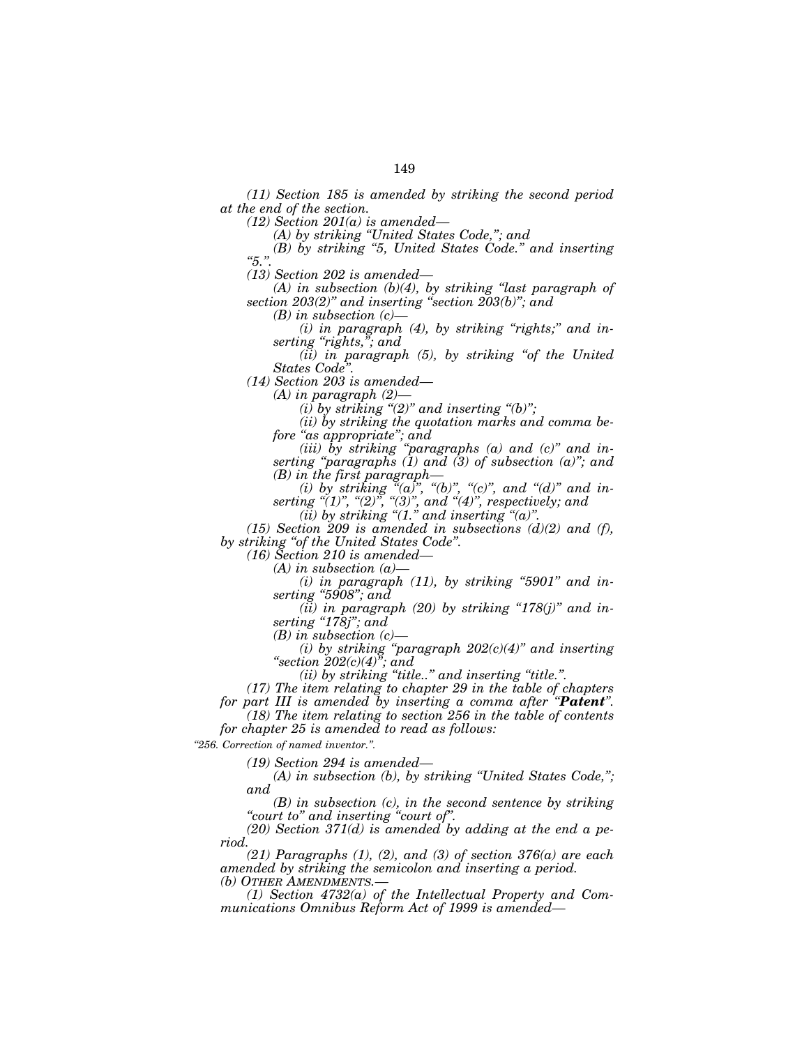*(11) Section 185 is amended by striking the second period at the end of the section.*

*(12) Section 201(a) is amended—*

*(A) by striking "United States Code,"; and*

*(B) by striking "5, United States Code." and inserting "5.".*

*(13) Section 202 is amended—*

*(A) in subsection (b)(4), by striking "last paragraph of section 203(2)" and inserting "section 203(b)"; and*

*(B) in subsection (c)—*

*(i) in paragraph (4), by striking "rights;" and inserting "rights,"; and*

*(ii) in paragraph (5), by striking "of the United States Code".*

*(14) Section 203 is amended—*

*(A) in paragraph (2)—*

*(i) by striking "(2)" and inserting "(b)";*

*(ii) by striking the quotation marks and comma before "as appropriate"; and*

*(iii) by striking "paragraphs (a) and (c)" and inserting "paragraphs (1) and (3) of subsection (a)"; and*

*(B) in the first paragraph—*

*(i) by striking "(a)", "(b)", "(c)", and "(d)" and inserting "(1)", "(2)", "(3)", and "(4)", respectively; and*

*(ii) by striking "(1." and inserting "(a)".*

*(15) Section 209 is amended in subsections (d)(2) and (f), by striking "of the United States Code".*

*(16) Section 210 is amended—*

*(A) in subsection (a)—*

*(i) in paragraph (11), by striking "5901" and inserting "5908"; and*

*(ii) in paragraph (20) by striking "178(j)" and inserting "178j"; and*

*(B) in subsection (c)—*

*(i) by striking "paragraph 202(c)(4)" and inserting "section 202(c)(4)"; and*

*(ii) by striking "title.." and inserting "title.".*

*(17) The item relating to chapter 29 in the table of chapters for part III is amended by inserting a comma after "**Patent**".*

*(18) The item relating to section 256 in the table of contents for chapter 25 is amended to read as follows:*

*"256. Correction of named inventor.".*

*(19) Section 294 is amended—*

*(A) in subsection (b), by striking "United States Code,"; and*

*(B) in subsection (c), in the second sentence by striking "court to" and inserting "court of".*

*(20) Section 371(d) is amended by adding at the end a period.*

*(21) Paragraphs (1), (2), and (3) of section 376(a) are each amended by striking the semicolon and inserting a period.*

*(b) OTHER AMENDMENTS.—*

*(1) Section 4732(a) of the Intellectual Property and Communications Omnibus Reform Act of 1999 is amended—*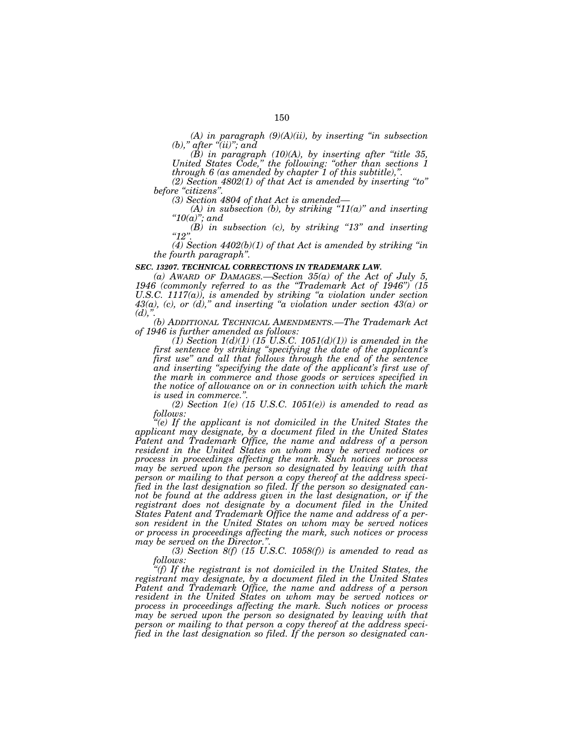*(A) in paragraph (9)(A)(ii), by inserting "in subsection (b)," after "(ii)"; and*

*(B) in paragraph (10)(A), by inserting after "title 35, United States Code," the following: "other than sections 1 through 6 (as amended by chapter 1 of this subtitle),".*

*(2) Section 4802(1) of that Act is amended by inserting "to" before "citizens".*

*(3) Section 4804 of that Act is amended—*

*(A) in subsection (b), by striking "11(a)" and inserting "10(a)"; and*

*(B) in subsection (c), by striking "13" and inserting "12".*

*(4) Section 4402(b)(1) of that Act is amended by striking "in the fourth paragraph".*

***SEC. 13207. TECHNICAL CORRECTIONS IN TRADEMARK LAW.***

*(a) AWARD OF DAMAGES.—Section 35(a) of the Act of July 5, 1946 (commonly referred to as the "Trademark Act of 1946") (15 U.S.C. 1117(a)), is amended by striking "a violation under section 43(a), (c), or (d)," and inserting "a violation under section 43(a) or (d),".*

*(b) ADDITIONAL TECHNICAL AMENDMENTS.—The Trademark Act of 1946 is further amended as follows:*

*(1) Section 1(d)(1) (15 U.S.C. 1051(d)(1)) is amended in the first sentence by striking "specifying the date of the applicant's first use" and all that follows through the end of the sentence and inserting "specifying the date of the applicant's first use of the mark in commerce and those goods or services specified in the notice of allowance on or in connection with which the mark is used in commerce.".*

*(2) Section 1(e) (15 U.S.C. 1051(e)) is amended to read as follows:*

*"(e) If the applicant is not domiciled in the United States the applicant may designate, by a document filed in the United States Patent and Trademark Office, the name and address of a person resident in the United States on whom may be served notices or process in proceedings affecting the mark. Such notices or process may be served upon the person so designated by leaving with that person or mailing to that person a copy thereof at the address specified in the last designation so filed. If the person so designated cannot be found at the address given in the last designation, or if the registrant does not designate by a document filed in the United States Patent and Trademark Office the name and address of a person resident in the United States on whom may be served notices or process in proceedings affecting the mark, such notices or process may be served on the Director.".*

*(3) Section 8(f) (15 U.S.C. 1058(f)) is amended to read as follows:*

*"(f) If the registrant is not domiciled in the United States, the registrant may designate, by a document filed in the United States Patent and Trademark Office, the name and address of a person resident in the United States on whom may be served notices or process in proceedings affecting the mark. Such notices or process may be served upon the person so designated by leaving with that person or mailing to that person a copy thereof at the address specified in the last designation so filed. If the person so designated can-*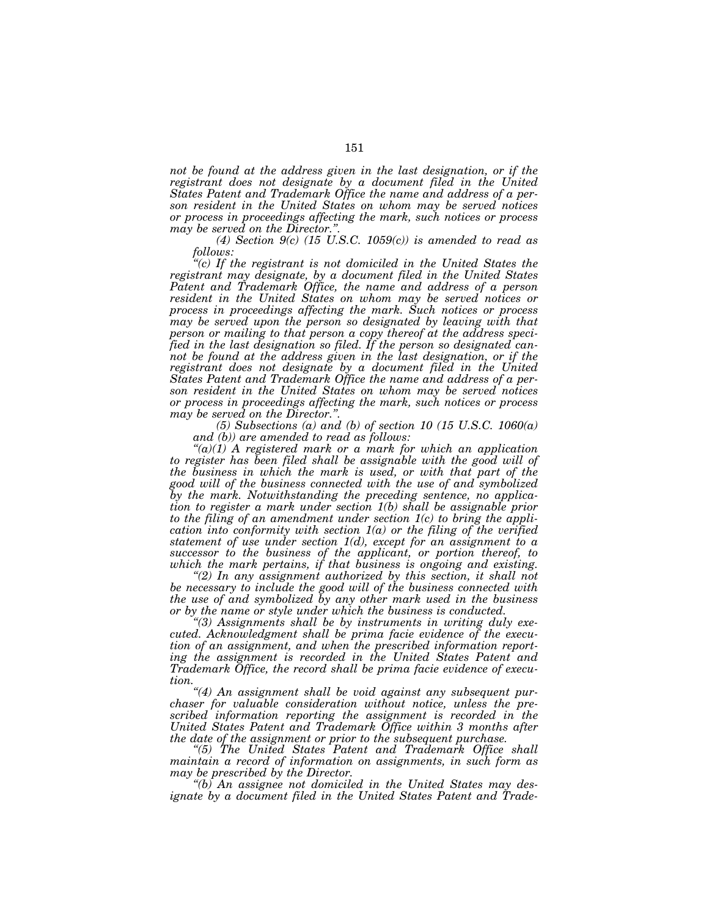*not be found at the address given in the last designation, or if the registrant does not designate by a document filed in the United States Patent and Trademark Office the name and address of a person resident in the United States on whom may be served notices or process in proceedings affecting the mark, such notices or process may be served on the Director.".*

*(4) Section 9(c) (15 U.S.C. 1059(c)) is amended to read as follows:*

*"(c) If the registrant is not domiciled in the United States the registrant may designate, by a document filed in the United States Patent and Trademark Office, the name and address of a person resident in the United States on whom may be served notices or process in proceedings affecting the mark. Such notices or process may be served upon the person so designated by leaving with that person or mailing to that person a copy thereof at the address specified in the last designation so filed. If the person so designated cannot be found at the address given in the last designation, or if the registrant does not designate by a document filed in the United States Patent and Trademark Office the name and address of a person resident in the United States on whom may be served notices or process in proceedings affecting the mark, such notices or process may be served on the Director.".*

*(5) Subsections (a) and (b) of section 10 (15 U.S.C. 1060(a) and (b)) are amended to read as follows:*

*"(a)(1) A registered mark or a mark for which an application to register has been filed shall be assignable with the good will of the business in which the mark is used, or with that part of the good will of the business connected with the use of and symbolized by the mark. Notwithstanding the preceding sentence, no application to register a mark under section 1(b) shall be assignable prior to the filing of an amendment under section 1(c) to bring the application into conformity with section 1(a) or the filing of the verified statement of use under section 1(d), except for an assignment to a successor to the business of the applicant, or portion thereof, to which the mark pertains, if that business is ongoing and existing.*

*"(2) In any assignment authorized by this section, it shall not be necessary to include the good will of the business connected with the use of and symbolized by any other mark used in the business or by the name or style under which the business is conducted.*

*"(3) Assignments shall be by instruments in writing duly executed. Acknowledgment shall be prima facie evidence of the execution of an assignment, and when the prescribed information reporting the assignment is recorded in the United States Patent and Trademark Office, the record shall be prima facie evidence of execution.*

*"(4) An assignment shall be void against any subsequent purchaser for valuable consideration without notice, unless the prescribed information reporting the assignment is recorded in the United States Patent and Trademark Office within 3 months after the date of the assignment or prior to the subsequent purchase.*

*"(5) The United States Patent and Trademark Office shall maintain a record of information on assignments, in such form as may be prescribed by the Director.*

*"(b) An assignee not domiciled in the United States may designate by a document filed in the United States Patent and Trade-*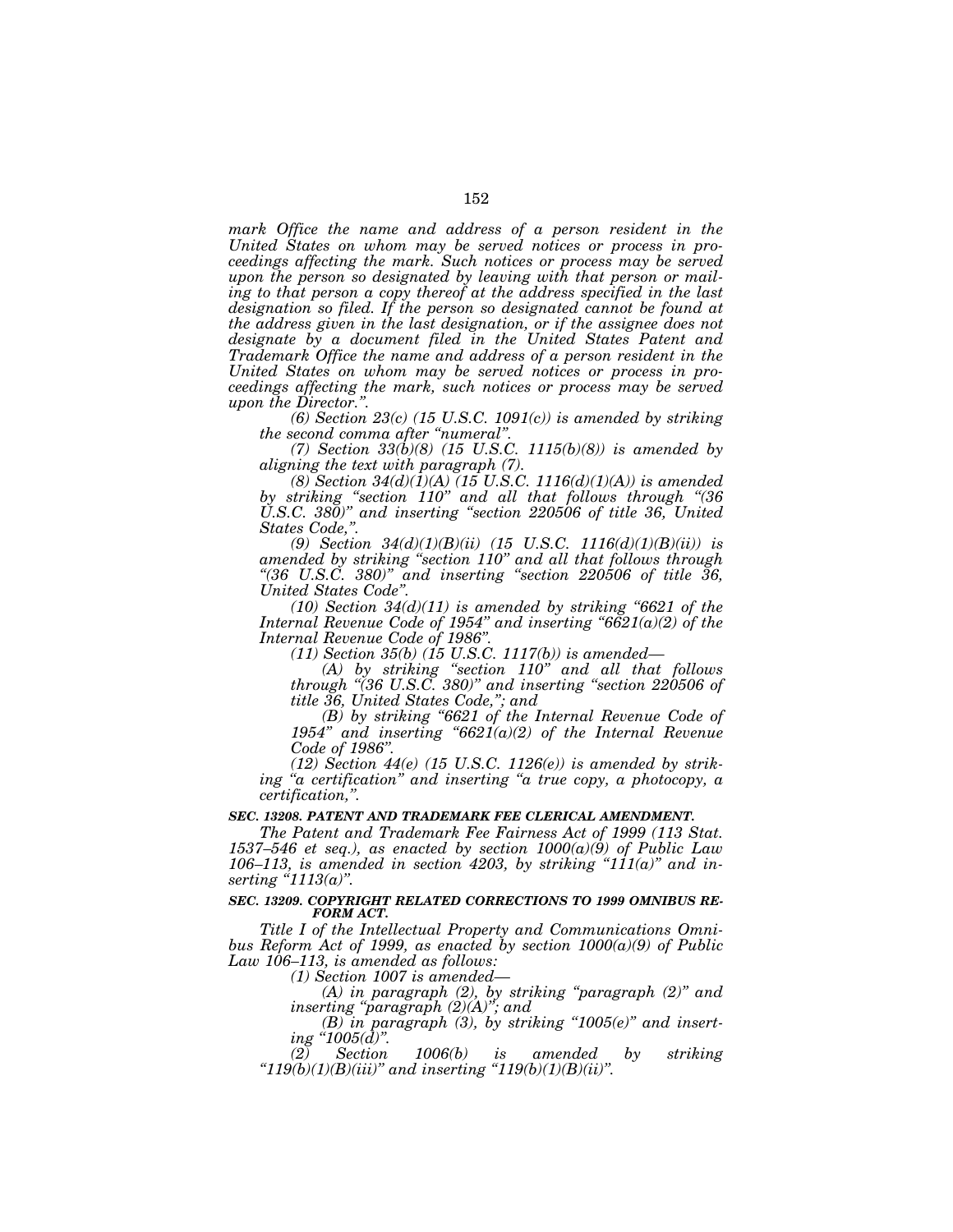*mark Office the name and address of a person resident in the United States on whom may be served notices or process in proceedings affecting the mark. Such notices or process may be served upon the person so designated by leaving with that person or mailing to that person a copy thereof at the address specified in the last designation so filed. If the person so designated cannot be found at the address given in the last designation, or if the assignee does not designate by a document filed in the United States Patent and Trademark Office the name and address of a person resident in the United States on whom may be served notices or process in proceedings affecting the mark, such notices or process may be served upon the Director.".*

*(6) Section 23(c) (15 U.S.C. 1091(c)) is amended by striking the second comma after "numeral".*

*(7) Section 33(b)(8) (15 U.S.C. 1115(b)(8)) is amended by aligning the text with paragraph (7).*

*(8) Section 34(d)(1)(A) (15 U.S.C. 1116(d)(1)(A)) is amended by striking "section 110" and all that follows through "(36 U.S.C. 380)" and inserting "section 220506 of title 36, United States Code,".*

*(9) Section 34(d)(1)(B)(ii) (15 U.S.C. 1116(d)(1)(B)(ii)) is amended by striking "section 110" and all that follows through "(36 U.S.C. 380)" and inserting "section 220506 of title 36, United States Code".*

*(10) Section 34(d)(11) is amended by striking "6621 of the Internal Revenue Code of 1954" and inserting "6621(a)(2) of the Internal Revenue Code of 1986".*

*(11) Section 35(b) (15 U.S.C. 1117(b)) is amended—*

*(A) by striking "section 110" and all that follows through "(36 U.S.C. 380)" and inserting "section 220506 of title 36, United States Code,"; and*

*(B) by striking "6621 of the Internal Revenue Code of 1954" and inserting "6621(a)(2) of the Internal Revenue Code of 1986".*

*(12) Section 44(e) (15 U.S.C. 1126(e)) is amended by striking "a certification" and inserting "a true copy, a photocopy, a certification,".*

***SEC. 13208. PATENT AND TRADEMARK FEE CLERICAL AMENDMENT.***

*The Patent and Trademark Fee Fairness Act of 1999 (113 Stat. 1537–546 et seq.), as enacted by section 1000(a)(9) of Public Law 106–113, is amended in section 4203, by striking "111(a)" and inserting "1113(a)".*

***SEC. 13209. COPYRIGHT RELATED CORRECTIONS TO 1999 OMNIBUS REFORM ACT.***

*Title I of the Intellectual Property and Communications Omnibus Reform Act of 1999, as enacted by section 1000(a)(9) of Public Law 106–113, is amended as follows:*

*(1) Section 1007 is amended—*

*(A) in paragraph (2), by striking "paragraph (2)" and inserting "paragraph (2)(A)"; and*

*(B) in paragraph (3), by striking "1005(e)" and inserting "1005(d)".*

*(2) Section 1006(b) is amended by striking "119(b)(1)(B)(iii)" and inserting "119(b)(1)(B)(ii)".*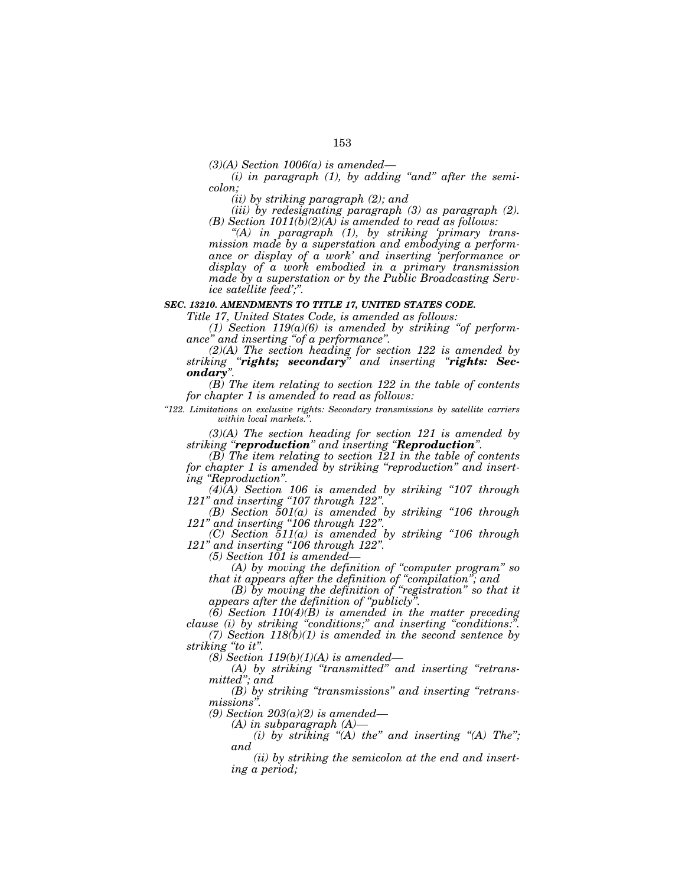*(3)(A) Section 1006(a) is amended—*

*(i) in paragraph (1), by adding "and" after the semicolon;*

*(ii) by striking paragraph (2); and*

*(iii) by redesignating paragraph (3) as paragraph (2).*

*(B) Section 1011(b)(2)(A) is amended to read as follows:*

*"(A) in paragraph (1), by striking 'primary transmission made by a superstation and embodying a performance or display of a work' and inserting 'performance or display of a work embodied in a primary transmission made by a superstation or by the Public Broadcasting Service satellite feed';".*

***SEC. 13210. AMENDMENTS TO TITLE 17, UNITED STATES CODE.***

*Title 17, United States Code, is amended as follows:*

*(1) Section 119(a)(6) is amended by striking "of performance" and inserting "of a performance".*

*(2)(A) The section heading for section 122 is amended by striking "**rights; secondary**" and inserting "**rights: Secondary**".*

*(B) The item relating to section 122 in the table of contents for chapter 1 is amended to read as follows:*

*"122. Limitations on exclusive rights: Secondary transmissions by satellite carriers within local markets.".*

*(3)(A) The section heading for section 121 is amended by striking "**reproduction**" and inserting "**Reproduction**".*

*(B) The item relating to section 121 in the table of contents for chapter 1 is amended by striking "reproduction" and inserting "Reproduction".*

*(4)(A) Section 106 is amended by striking "107 through 121" and inserting "107 through 122".*

*(B) Section 501(a) is amended by striking "106 through 121" and inserting "106 through 122".*

*(C) Section 511(a) is amended by striking "106 through 121" and inserting "106 through 122".*

*(5) Section 101 is amended—*

*(A) by moving the definition of "computer program" so that it appears after the definition of "compilation"; and*

*(B) by moving the definition of "registration" so that it appears after the definition of "publicly".*

*(6) Section 110(4)(B) is amended in the matter preceding clause (i) by striking "conditions;" and inserting "conditions:".*

*(7) Section 118(b)(1) is amended in the second sentence by striking "to it".*

*(8) Section 119(b)(1)(A) is amended—*

*(A) by striking "transmitted" and inserting "retransmitted"; and*

*(B) by striking "transmissions" and inserting "retransmissions".*

*(9) Section 203(a)(2) is amended—*

*(A) in subparagraph (A)—*

*(i) by striking "(A) the" and inserting "(A) The"; and*

*(ii) by striking the semicolon at the end and inserting a period;*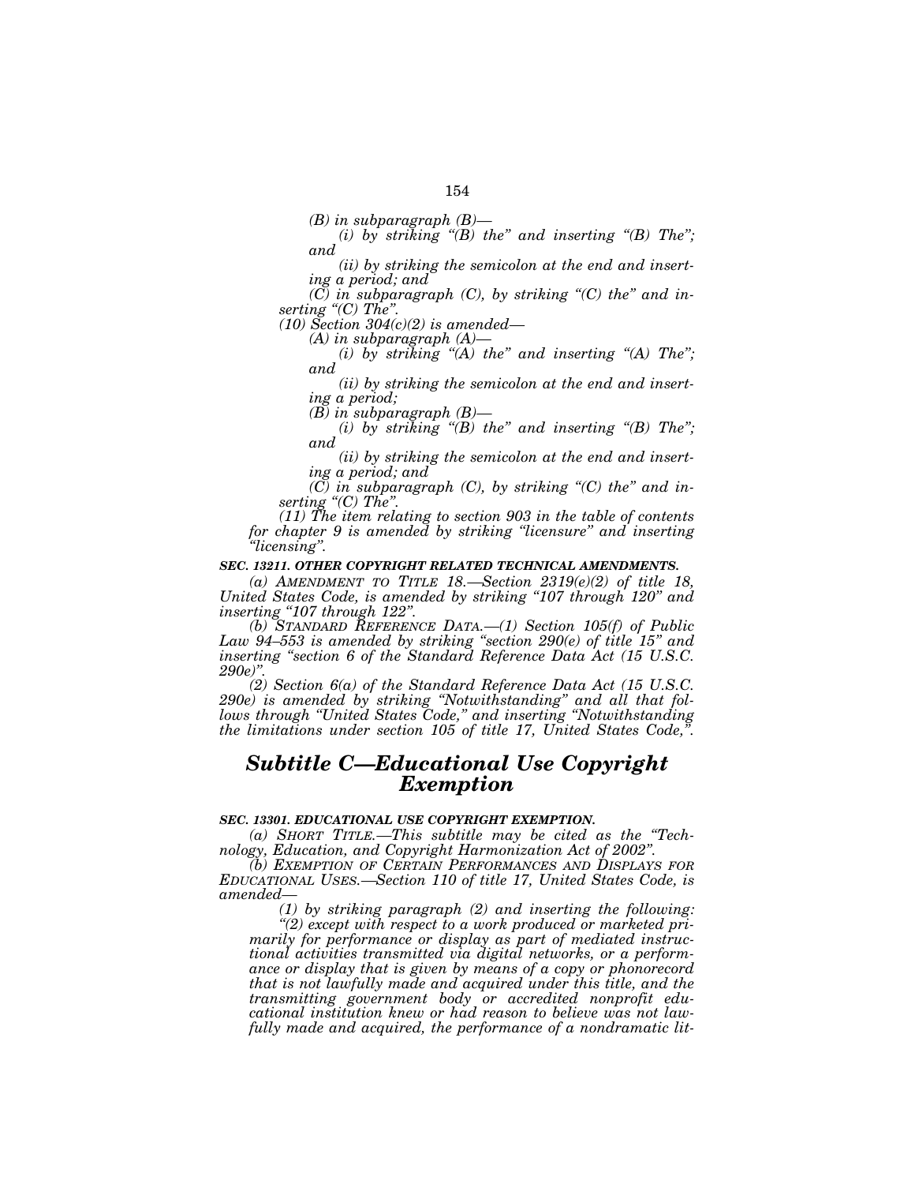*(B) in subparagraph (B)—*

*(i) by striking "(B) the" and inserting "(B) The"; and*

*(ii) by striking the semicolon at the end and inserting a period; and*

*(C) in subparagraph (C), by striking "(C) the" and inserting "(C) The".*

*(10) Section 304(c)(2) is amended—*

*(A) in subparagraph (A)—*

*(i) by striking "(A) the" and inserting "(A) The"; and*

*(ii) by striking the semicolon at the end and inserting a period;*

*(B) in subparagraph (B)—*

*(i) by striking "(B) the" and inserting "(B) The"; and*

*(ii) by striking the semicolon at the end and inserting a period; and*

*(C) in subparagraph (C), by striking "(C) the" and inserting "(C) The".*

*(11) The item relating to section 903 in the table of contents for chapter 9 is amended by striking "licensure" and inserting "licensing".*

***SEC. 13211. OTHER COPYRIGHT RELATED TECHNICAL AMENDMENTS.***

*(a) AMENDMENT TO TITLE 18.—Section 2319(e)(2) of title 18, United States Code, is amended by striking "107 through 120" and inserting "107 through 122".*

*(b) STANDARD REFERENCE DATA.—(1) Section 105(f) of Public Law 94–553 is amended by striking "section 290(e) of title 15" and inserting "section 6 of the Standard Reference Data Act (15 U.S.C. 290e)".*

*(2) Section 6(a) of the Standard Reference Data Act (15 U.S.C. 290e) is amended by striking "Notwithstanding" and all that follows through "United States Code," and inserting "Notwithstanding the limitations under section 105 of title 17, United States Code,".*

## *Subtitle C—Educational Use Copyright Exemption*

***SEC. 13301. EDUCATIONAL USE COPYRIGHT EXEMPTION.***

*(a) SHORT TITLE.—This subtitle may be cited as the "Technology, Education, and Copyright Harmonization Act of 2002".*

*(b) EXEMPTION OF CERTAIN PERFORMANCES AND DISPLAYS FOR EDUCATIONAL USES.—Section 110 of title 17, United States Code, is amended—*

*(1) by striking paragraph (2) and inserting the following:*

*"(2) except with respect to a work produced or marketed primarily for performance or display as part of mediated instructional activities transmitted via digital networks, or a performance or display that is given by means of a copy or phonorecord that is not lawfully made and acquired under this title, and the transmitting government body or accredited nonprofit educational institution knew or had reason to believe was not lawfully made and acquired, the performance of a nondramatic lit-*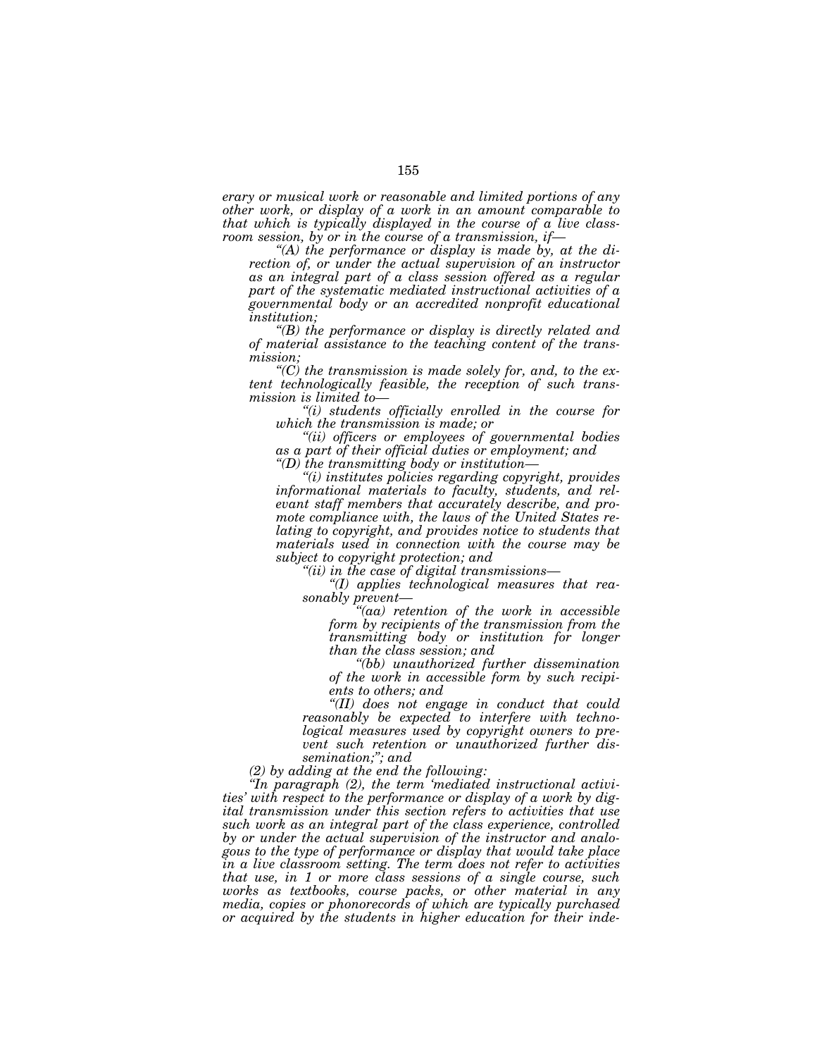*erary or musical work or reasonable and limited portions of any other work, or display of a work in an amount comparable to that which is typically displayed in the course of a live classroom session, by or in the course of a transmission, if—*

*"(A) the performance or display is made by, at the direction of, or under the actual supervision of an instructor as an integral part of a class session offered as a regular part of the systematic mediated instructional activities of a governmental body or an accredited nonprofit educational institution;*

*"(B) the performance or display is directly related and of material assistance to the teaching content of the transmission;*

*"(C) the transmission is made solely for, and, to the extent technologically feasible, the reception of such transmission is limited to—*

*"(i) students officially enrolled in the course for which the transmission is made; or*

*"(ii) officers or employees of governmental bodies as a part of their official duties or employment; and*

*"(D) the transmitting body or institution—*

*"(i) institutes policies regarding copyright, provides informational materials to faculty, students, and relevant staff members that accurately describe, and promote compliance with, the laws of the United States relating to copyright, and provides notice to students that materials used in connection with the course may be subject to copyright protection; and*

*"(ii) in the case of digital transmissions—*

*"(I) applies technological measures that reasonably prevent—*

*"(aa) retention of the work in accessible form by recipients of the transmission from the transmitting body or institution for longer than the class session; and*

*"(bb) unauthorized further dissemination of the work in accessible form by such recipients to others; and*

*"(II) does not engage in conduct that could reasonably be expected to interfere with technological measures used by copyright owners to prevent such retention or unauthorized further dissemination;"; and*

*(2) by adding at the end the following:*

*"In paragraph (2), the term 'mediated instructional activities' with respect to the performance or display of a work by digital transmission under this section refers to activities that use such work as an integral part of the class experience, controlled by or under the actual supervision of the instructor and analogous to the type of performance or display that would take place in a live classroom setting. The term does not refer to activities that use, in 1 or more class sessions of a single course, such works as textbooks, course packs, or other material in any media, copies or phonorecords of which are typically purchased or acquired by the students in higher education for their inde-*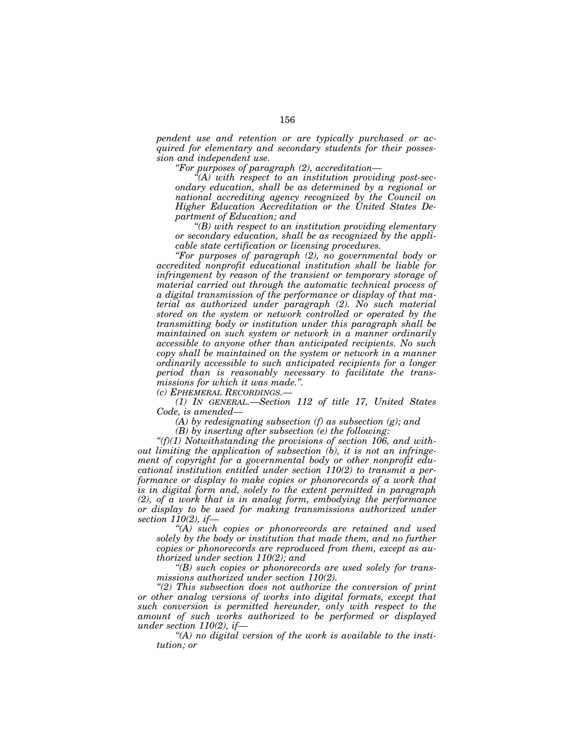*pendent use and retention or are typically purchased or acquired for elementary and secondary students for their possession and independent use.*

*"For purposes of paragraph (2), accreditation—*

*"(A) with respect to an institution providing post-secondary education, shall be as determined by a regional or national accrediting agency recognized by the Council on Higher Education Accreditation or the United States Department of Education; and*

*"(B) with respect to an institution providing elementary or secondary education, shall be as recognized by the applicable state certification or licensing procedures.*

*"For purposes of paragraph (2), no governmental body or accredited nonprofit educational institution shall be liable for infringement by reason of the transient or temporary storage of material carried out through the automatic technical process of a digital transmission of the performance or display of that material as authorized under paragraph (2). No such material stored on the system or network controlled or operated by the transmitting body or institution under this paragraph shall be maintained on such system or network in a manner ordinarily accessible to anyone other than anticipated recipients. No such copy shall be maintained on the system or network in a manner ordinarily accessible to such anticipated recipients for a longer period than is reasonably necessary to facilitate the transmissions for which it was made.".*

*(c) EPHEMERAL RECORDINGS.—*

*(1) IN GENERAL.—Section 112 of title 17, United States Code, is amended—*

*(A) by redesignating subsection (f) as subsection (g); and*

*(B) by inserting after subsection (e) the following:*

*"(f)(1) Notwithstanding the provisions of section 106, and without limiting the application of subsection (b), it is not an infringement of copyright for a governmental body or other nonprofit educational institution entitled under section 110(2) to transmit a performance or display to make copies or phonorecords of a work that is in digital form and, solely to the extent permitted in paragraph (2), of a work that is in analog form, embodying the performance or display to be used for making transmissions authorized under section 110(2), if—*

*"(A) such copies or phonorecords are retained and used solely by the body or institution that made them, and no further copies or phonorecords are reproduced from them, except as authorized under section 110(2); and*

*"(B) such copies or phonorecords are used solely for transmissions authorized under section 110(2).*

*"(2) This subsection does not authorize the conversion of print or other analog versions of works into digital formats, except that such conversion is permitted hereunder, only with respect to the amount of such works authorized to be performed or displayed under section 110(2), if—*

*"(A) no digital version of the work is available to the institution; or*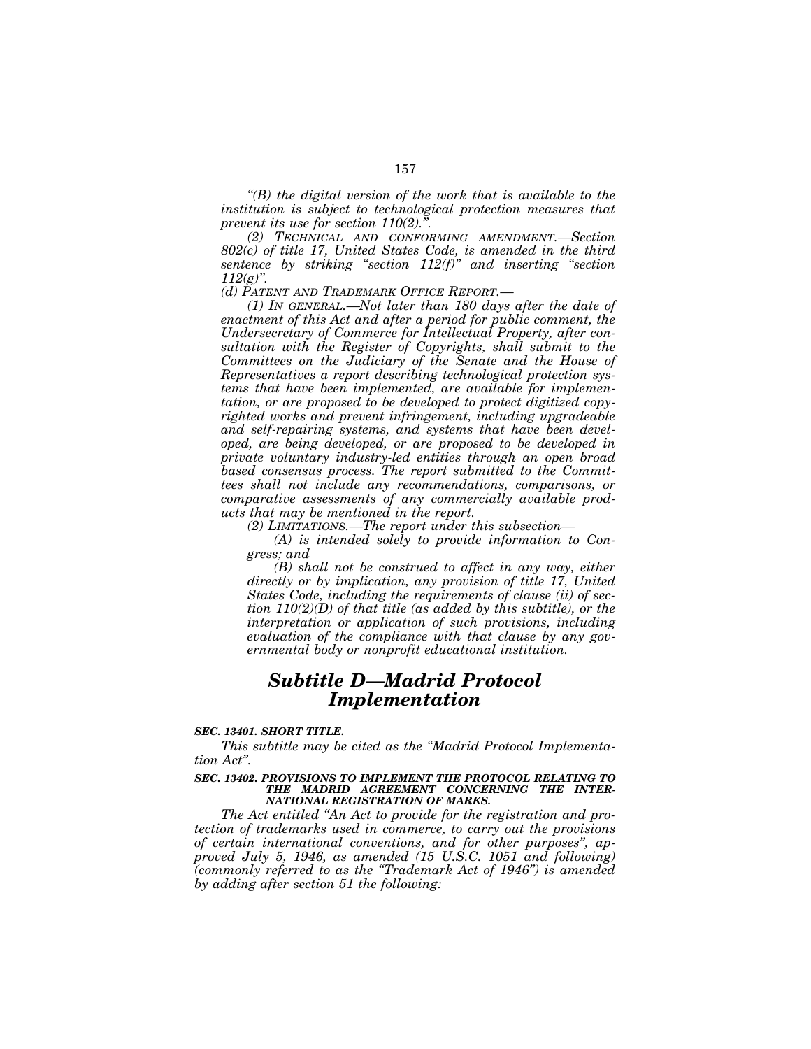*"(B) the digital version of the work that is available to the institution is subject to technological protection measures that prevent its use for section 110(2).".*

*(2) TECHNICAL AND CONFORMING AMENDMENT.—Section 802(c) of title 17, United States Code, is amended in the third sentence by striking "section 112(f)" and inserting "section 112(g)".*

*(d) PATENT AND TRADEMARK OFFICE REPORT.—*

*(1) IN GENERAL.—Not later than 180 days after the date of enactment of this Act and after a period for public comment, the Undersecretary of Commerce for Intellectual Property, after consultation with the Register of Copyrights, shall submit to the Committees on the Judiciary of the Senate and the House of Representatives a report describing technological protection systems that have been implemented, are available for implementation, or are proposed to be developed to protect digitized copyrighted works and prevent infringement, including upgradeable and self-repairing systems, and systems that have been developed, are being developed, or are proposed to be developed in private voluntary industry-led entities through an open broad based consensus process. The report submitted to the Committees shall not include any recommendations, comparisons, or comparative assessments of any commercially available products that may be mentioned in the report.*

*(2) LIMITATIONS.—The report under this subsection—*

*(A) is intended solely to provide information to Congress; and*

*(B) shall not be construed to affect in any way, either directly or by implication, any provision of title 17, United States Code, including the requirements of clause (ii) of section 110(2)(D) of that title (as added by this subtitle), or the interpretation or application of such provisions, including evaluation of the compliance with that clause by any governmental body or nonprofit educational institution.*

## *Subtitle D—Madrid Protocol Implementation*

***SEC. 13401. SHORT TITLE.***

*This subtitle may be cited as the "Madrid Protocol Implementation Act".*

***SEC. 13402. PROVISIONS TO IMPLEMENT THE PROTOCOL RELATING TO THE MADRID AGREEMENT CONCERNING THE INTERNATIONAL REGISTRATION OF MARKS.***

*The Act entitled "An Act to provide for the registration and protection of trademarks used in commerce, to carry out the provisions of certain international conventions, and for other purposes", approved July 5, 1946, as amended (15 U.S.C. 1051 and following) (commonly referred to as the "Trademark Act of 1946") is amended by adding after section 51 the following:*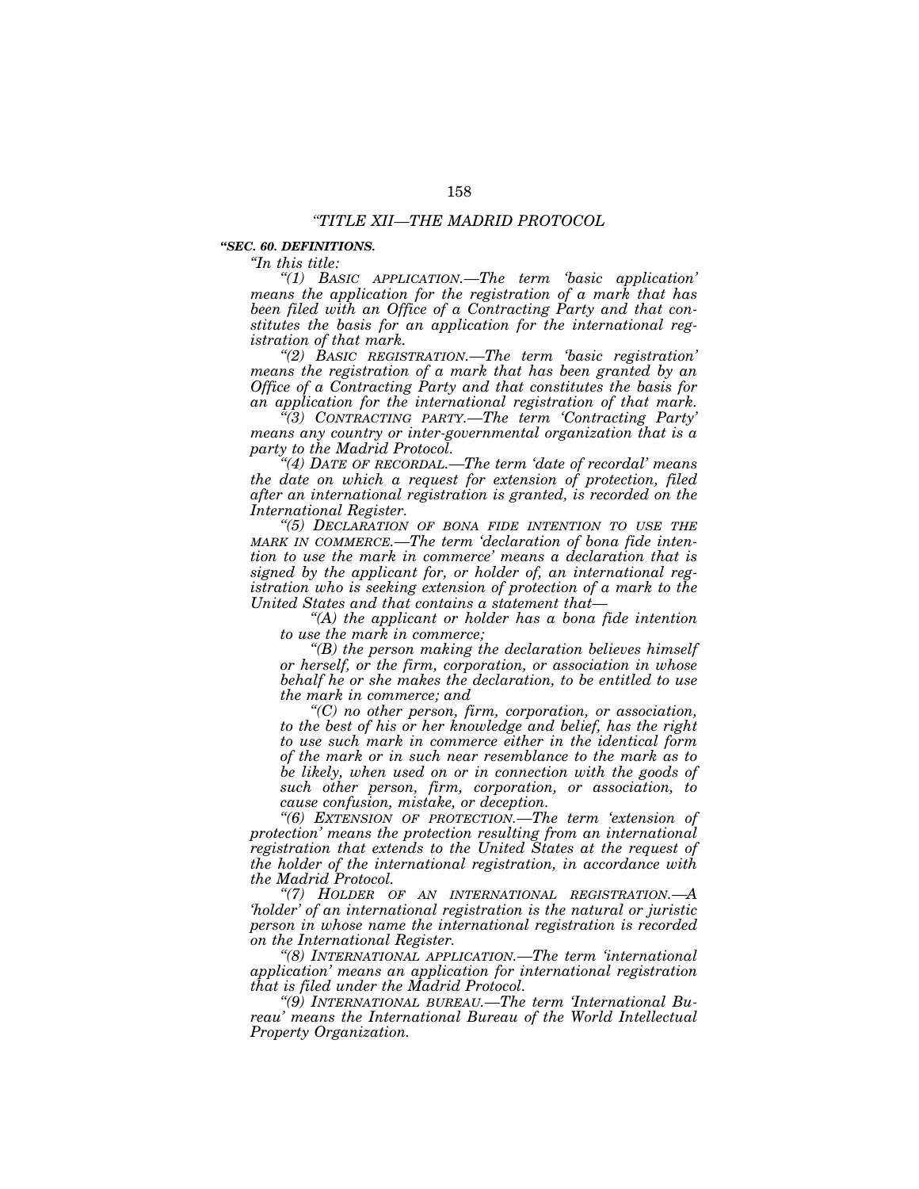## *"TITLE XII—THE MADRID PROTOCOL*

***"SEC. 60. DEFINITIONS.***

*"In this title:*

*"(1) BASIC APPLICATION.—The term 'basic application' means the application for the registration of a mark that has been filed with an Office of a Contracting Party and that constitutes the basis for an application for the international registration of that mark.*

*"(2) BASIC REGISTRATION.—The term 'basic registration' means the registration of a mark that has been granted by an Office of a Contracting Party and that constitutes the basis for an application for the international registration of that mark.*

*"(3) CONTRACTING PARTY.—The term 'Contracting Party' means any country or inter-governmental organization that is a party to the Madrid Protocol.*

*"(4) DATE OF RECORDAL.—The term 'date of recordal' means the date on which a request for extension of protection, filed after an international registration is granted, is recorded on the International Register.*

*"(5) DECLARATION OF BONA FIDE INTENTION TO USE THE MARK IN COMMERCE.—The term 'declaration of bona fide intention to use the mark in commerce' means a declaration that is signed by the applicant for, or holder of, an international registration who is seeking extension of protection of a mark to the United States and that contains a statement that—*

*"(A) the applicant or holder has a bona fide intention to use the mark in commerce;*

*"(B) the person making the declaration believes himself or herself, or the firm, corporation, or association in whose behalf he or she makes the declaration, to be entitled to use the mark in commerce; and*

*"(C) no other person, firm, corporation, or association, to the best of his or her knowledge and belief, has the right to use such mark in commerce either in the identical form of the mark or in such near resemblance to the mark as to be likely, when used on or in connection with the goods of such other person, firm, corporation, or association, to cause confusion, mistake, or deception.*

*"(6) EXTENSION OF PROTECTION.—The term 'extension of protection' means the protection resulting from an international registration that extends to the United States at the request of the holder of the international registration, in accordance with the Madrid Protocol.*

*"(7) HOLDER OF AN INTERNATIONAL REGISTRATION.—A 'holder' of an international registration is the natural or juristic person in whose name the international registration is recorded on the International Register.*

*"(8) INTERNATIONAL APPLICATION.—The term 'international application' means an application for international registration that is filed under the Madrid Protocol.*

*"(9) INTERNATIONAL BUREAU.—The term 'International Bureau' means the International Bureau of the World Intellectual Property Organization.*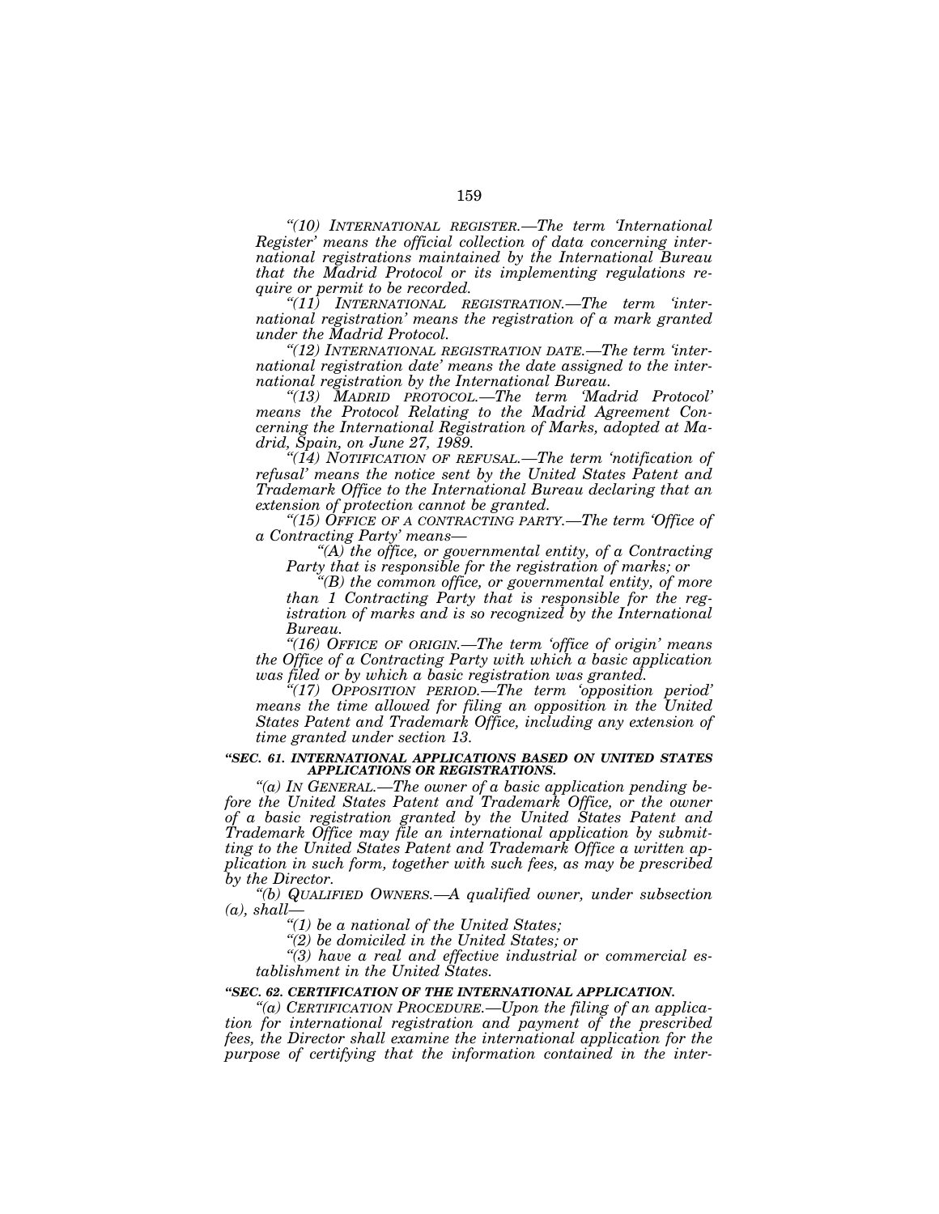*"(10) INTERNATIONAL REGISTER.—The term 'International Register' means the official collection of data concerning international registrations maintained by the International Bureau that the Madrid Protocol or its implementing regulations require or permit to be recorded.*

*"(11) INTERNATIONAL REGISTRATION.—The term 'international registration' means the registration of a mark granted under the Madrid Protocol.*

*"(12) INTERNATIONAL REGISTRATION DATE.—The term 'international registration date' means the date assigned to the international registration by the International Bureau.*

*"(13) MADRID PROTOCOL.—The term 'Madrid Protocol' means the Protocol Relating to the Madrid Agreement Concerning the International Registration of Marks, adopted at Madrid, Spain, on June 27, 1989.*

*"(14) NOTIFICATION OF REFUSAL.—The term 'notification of refusal' means the notice sent by the United States Patent and Trademark Office to the International Bureau declaring that an extension of protection cannot be granted.*

*"(15) OFFICE OF A CONTRACTING PARTY.—The term 'Office of a Contracting Party' means—*

*"(A) the office, or governmental entity, of a Contracting Party that is responsible for the registration of marks; or*

*"(B) the common office, or governmental entity, of more than 1 Contracting Party that is responsible for the registration of marks and is so recognized by the International Bureau.*

*"(16) OFFICE OF ORIGIN.—The term 'office of origin' means the Office of a Contracting Party with which a basic application was filed or by which a basic registration was granted.*

*"(17) OPPOSITION PERIOD.—The term 'opposition period' means the time allowed for filing an opposition in the United States Patent and Trademark Office, including any extension of time granted under section 13.*

***"SEC. 61. INTERNATIONAL APPLICATIONS BASED ON UNITED STATES APPLICATIONS OR REGISTRATIONS.***

*"(a) IN GENERAL.—The owner of a basic application pending before the United States Patent and Trademark Office, or the owner of a basic registration granted by the United States Patent and Trademark Office may file an international application by submitting to the United States Patent and Trademark Office a written application in such form, together with such fees, as may be prescribed by the Director.*

*"(b) QUALIFIED OWNERS.—A qualified owner, under subsection (a), shall—*

*"(1) be a national of the United States;*

*"(2) be domiciled in the United States; or*

*"(3) have a real and effective industrial or commercial establishment in the United States.*

***"SEC. 62. CERTIFICATION OF THE INTERNATIONAL APPLICATION.***

*"(a) CERTIFICATION PROCEDURE.—Upon the filing of an application for international registration and payment of the prescribed fees, the Director shall examine the international application for the purpose of certifying that the information contained in the inter-*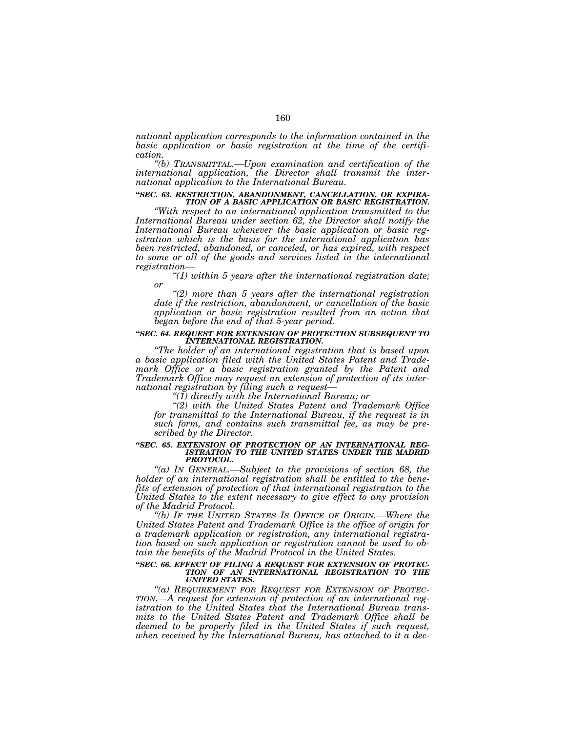*national application corresponds to the information contained in the basic application or basic registration at the time of the certification.*

*"(b) TRANSMITTAL.—Upon examination and certification of the international application, the Director shall transmit the international application to the International Bureau.*

***"SEC. 63. RESTRICTION, ABANDONMENT, CANCELLATION, OR EXPIRATION OF A BASIC APPLICATION OR BASIC REGISTRATION.***

*"With respect to an international application transmitted to the International Bureau under section 62, the Director shall notify the International Bureau whenever the basic application or basic registration which is the basis for the international application has been restricted, abandoned, or canceled, or has expired, with respect to some or all of the goods and services listed in the international registration—*

*"(1) within 5 years after the international registration date; or*

*"(2) more than 5 years after the international registration date if the restriction, abandonment, or cancellation of the basic application or basic registration resulted from an action that began before the end of that 5-year period.*

***"SEC. 64. REQUEST FOR EXTENSION OF PROTECTION SUBSEQUENT TO INTERNATIONAL REGISTRATION.***

*"The holder of an international registration that is based upon a basic application filed with the United States Patent and Trademark Office or a basic registration granted by the Patent and Trademark Office may request an extension of protection of its international registration by filing such a request—*

*"(1) directly with the International Bureau; or*

*"(2) with the United States Patent and Trademark Office for transmittal to the International Bureau, if the request is in such form, and contains such transmittal fee, as may be prescribed by the Director.*

***"SEC. 65. EXTENSION OF PROTECTION OF AN INTERNATIONAL REGISTRATION TO THE UNITED STATES UNDER THE MADRID PROTOCOL.***

*"(a) IN GENERAL.—Subject to the provisions of section 68, the holder of an international registration shall be entitled to the benefits of extension of protection of that international registration to the United States to the extent necessary to give effect to any provision of the Madrid Protocol.*

*"(b) IF THE UNITED STATES IS OFFICE OF ORIGIN.—Where the United States Patent and Trademark Office is the office of origin for a trademark application or registration, any international registration based on such application or registration cannot be used to obtain the benefits of the Madrid Protocol in the United States.*

***"SEC. 66. EFFECT OF FILING A REQUEST FOR EXTENSION OF PROTECTION OF AN INTERNATIONAL REGISTRATION TO THE UNITED STATES.***

*"(a) REQUIREMENT FOR REQUEST FOR EXTENSION OF PROTECTION.—A request for extension of protection of an international registration to the United States that the International Bureau transmits to the United States Patent and Trademark Office shall be deemed to be properly filed in the United States if such request, when received by the International Bureau, has attached to it a dec-*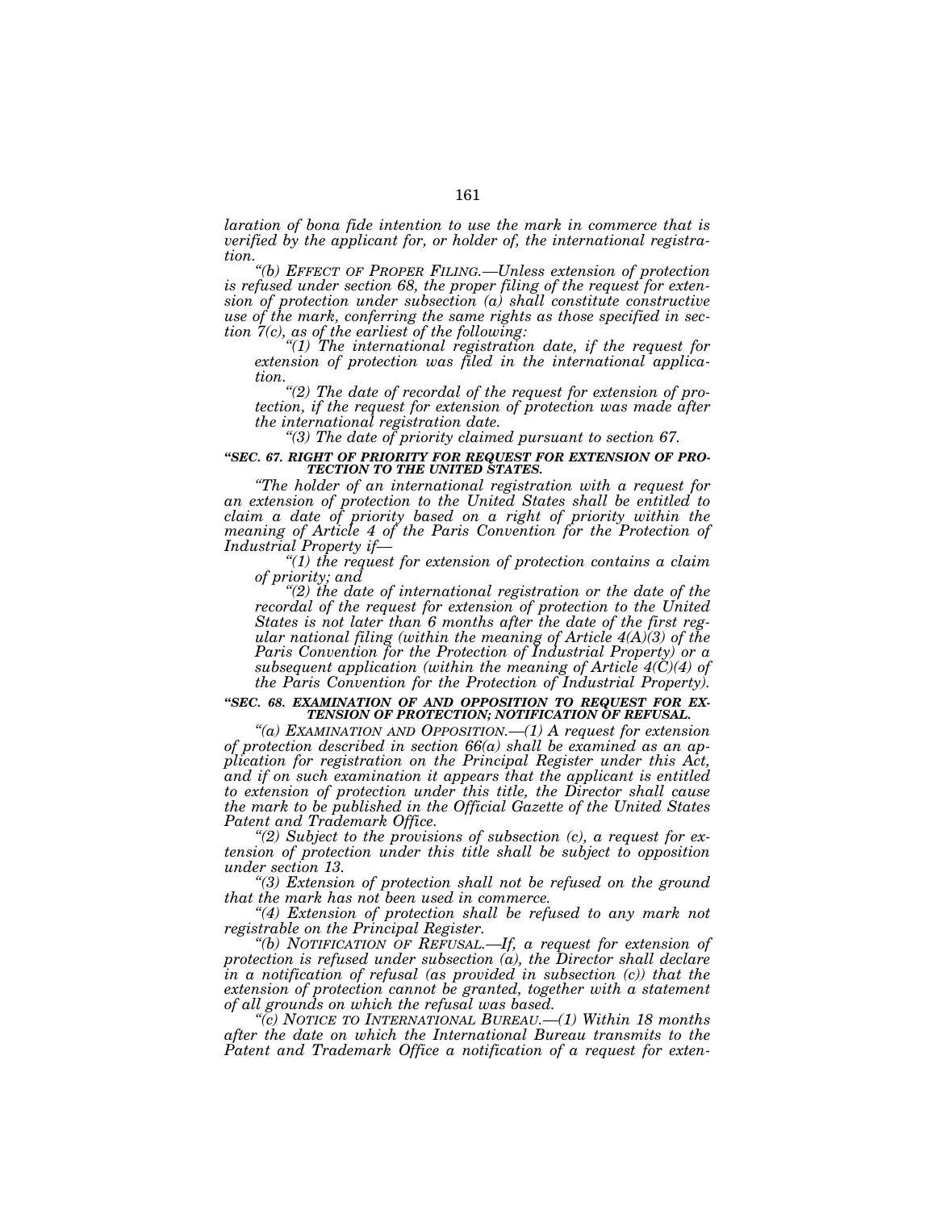*laration of bona fide intention to use the mark in commerce that is verified by the applicant for, or holder of, the international registration.*

*"(b) EFFECT OF PROPER FILING.—Unless extension of protection is refused under section 68, the proper filing of the request for extension of protection under subsection (a) shall constitute constructive use of the mark, conferring the same rights as those specified in section 7(c), as of the earliest of the following:*

*"(1) The international registration date, if the request for extension of protection was filed in the international application.*

*"(2) The date of recordal of the request for extension of protection, if the request for extension of protection was made after the international registration date.*

*"(3) The date of priority claimed pursuant to section 67.*

***"SEC. 67. RIGHT OF PRIORITY FOR REQUEST FOR EXTENSION OF PROTECTION TO THE UNITED STATES.***

*"The holder of an international registration with a request for an extension of protection to the United States shall be entitled to claim a date of priority based on a right of priority within the meaning of Article 4 of the Paris Convention for the Protection of Industrial Property if—*

*"(1) the request for extension of protection contains a claim of priority; and*

*"(2) the date of international registration or the date of the recordal of the request for extension of protection to the United States is not later than 6 months after the date of the first regular national filing (within the meaning of Article 4(A)(3) of the Paris Convention for the Protection of Industrial Property) or a subsequent application (within the meaning of Article 4(C)(4) of the Paris Convention for the Protection of Industrial Property).*

***"SEC. 68. EXAMINATION OF AND OPPOSITION TO REQUEST FOR EXTENSION OF PROTECTION; NOTIFICATION OF REFUSAL.***

*"(a) EXAMINATION AND OPPOSITION.—(1) A request for extension of protection described in section 66(a) shall be examined as an application for registration on the Principal Register under this Act, and if on such examination it appears that the applicant is entitled to extension of protection under this title, the Director shall cause the mark to be published in the Official Gazette of the United States Patent and Trademark Office.*

*"(2) Subject to the provisions of subsection (c), a request for extension of protection under this title shall be subject to opposition under section 13.*

*"(3) Extension of protection shall not be refused on the ground that the mark has not been used in commerce.*

*"(4) Extension of protection shall be refused to any mark not registrable on the Principal Register.*

*"(b) NOTIFICATION OF REFUSAL.—If, a request for extension of protection is refused under subsection (a), the Director shall declare in a notification of refusal (as provided in subsection (c)) that the extension of protection cannot be granted, together with a statement of all grounds on which the refusal was based.*

*"(c) NOTICE TO INTERNATIONAL BUREAU.—(1) Within 18 months after the date on which the International Bureau transmits to the Patent and Trademark Office a notification of a request for exten-*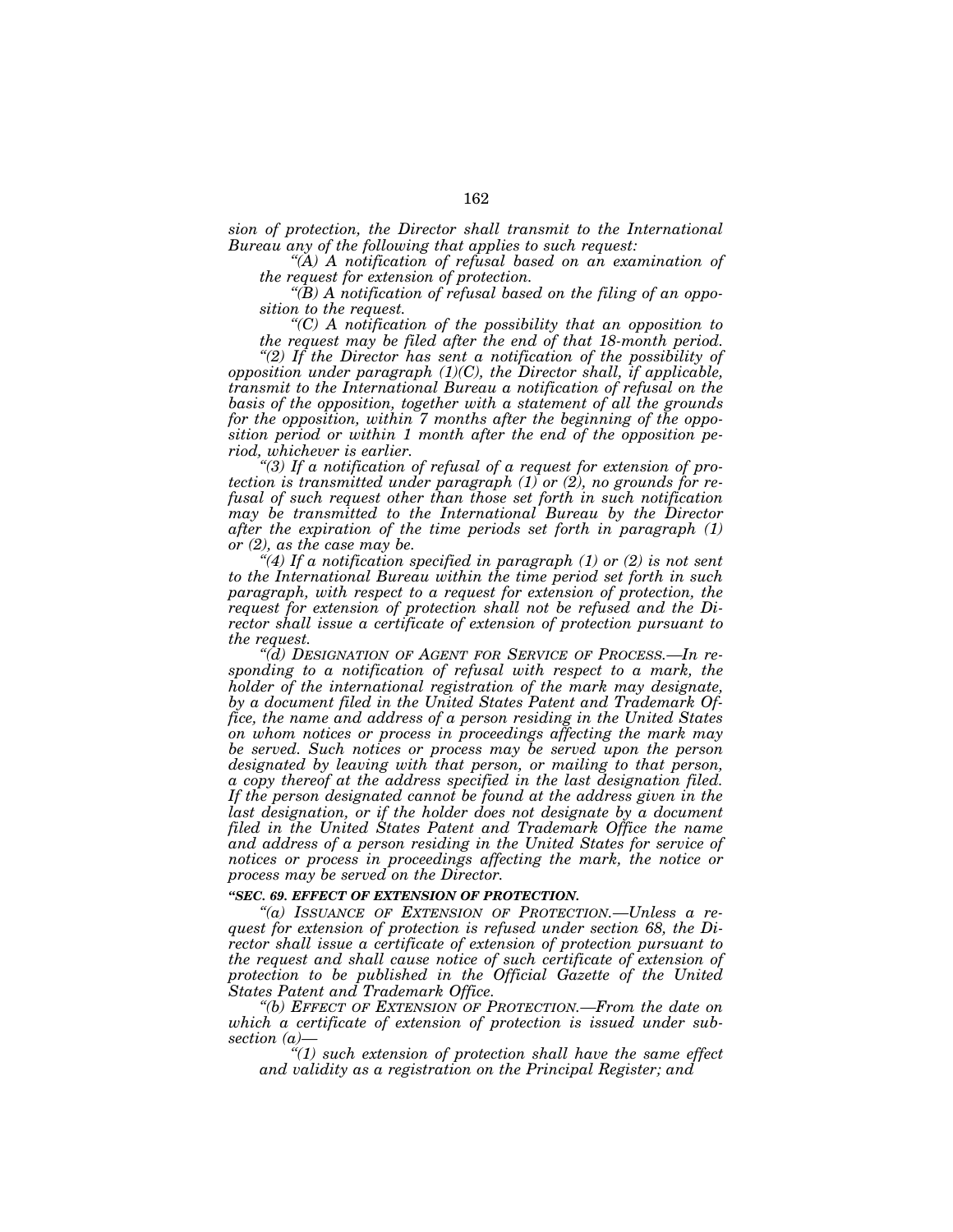*sion of protection, the Director shall transmit to the International Bureau any of the following that applies to such request:*

*"(A) A notification of refusal based on an examination of the request for extension of protection.*

*"(B) A notification of refusal based on the filing of an opposition to the request.*

*"(C) A notification of the possibility that an opposition to the request may be filed after the end of that 18-month period.*

*"(2) If the Director has sent a notification of the possibility of opposition under paragraph (1)(C), the Director shall, if applicable, transmit to the International Bureau a notification of refusal on the basis of the opposition, together with a statement of all the grounds for the opposition, within 7 months after the beginning of the opposition period or within 1 month after the end of the opposition period, whichever is earlier.*

*"(3) If a notification of refusal of a request for extension of protection is transmitted under paragraph (1) or (2), no grounds for refusal of such request other than those set forth in such notification may be transmitted to the International Bureau by the Director after the expiration of the time periods set forth in paragraph (1) or (2), as the case may be.*

*"(4) If a notification specified in paragraph (1) or (2) is not sent to the International Bureau within the time period set forth in such paragraph, with respect to a request for extension of protection, the request for extension of protection shall not be refused and the Director shall issue a certificate of extension of protection pursuant to the request.*

*"(d) DESIGNATION OF AGENT FOR SERVICE OF PROCESS.—In responding to a notification of refusal with respect to a mark, the holder of the international registration of the mark may designate, by a document filed in the United States Patent and Trademark Office, the name and address of a person residing in the United States on whom notices or process in proceedings affecting the mark may be served. Such notices or process may be served upon the person designated by leaving with that person, or mailing to that person, a copy thereof at the address specified in the last designation filed. If the person designated cannot be found at the address given in the last designation, or if the holder does not designate by a document filed in the United States Patent and Trademark Office the name and address of a person residing in the United States for service of notices or process in proceedings affecting the mark, the notice or process may be served on the Director.*

***"SEC. 69. EFFECT OF EXTENSION OF PROTECTION.***

*"(a) ISSUANCE OF EXTENSION OF PROTECTION.—Unless a request for extension of protection is refused under section 68, the Director shall issue a certificate of extension of protection pursuant to the request and shall cause notice of such certificate of extension of protection to be published in the Official Gazette of the United States Patent and Trademark Office.*

*"(b) EFFECT OF EXTENSION OF PROTECTION.—From the date on which a certificate of extension of protection is issued under subsection (a)—*

*"(1) such extension of protection shall have the same effect and validity as a registration on the Principal Register; and*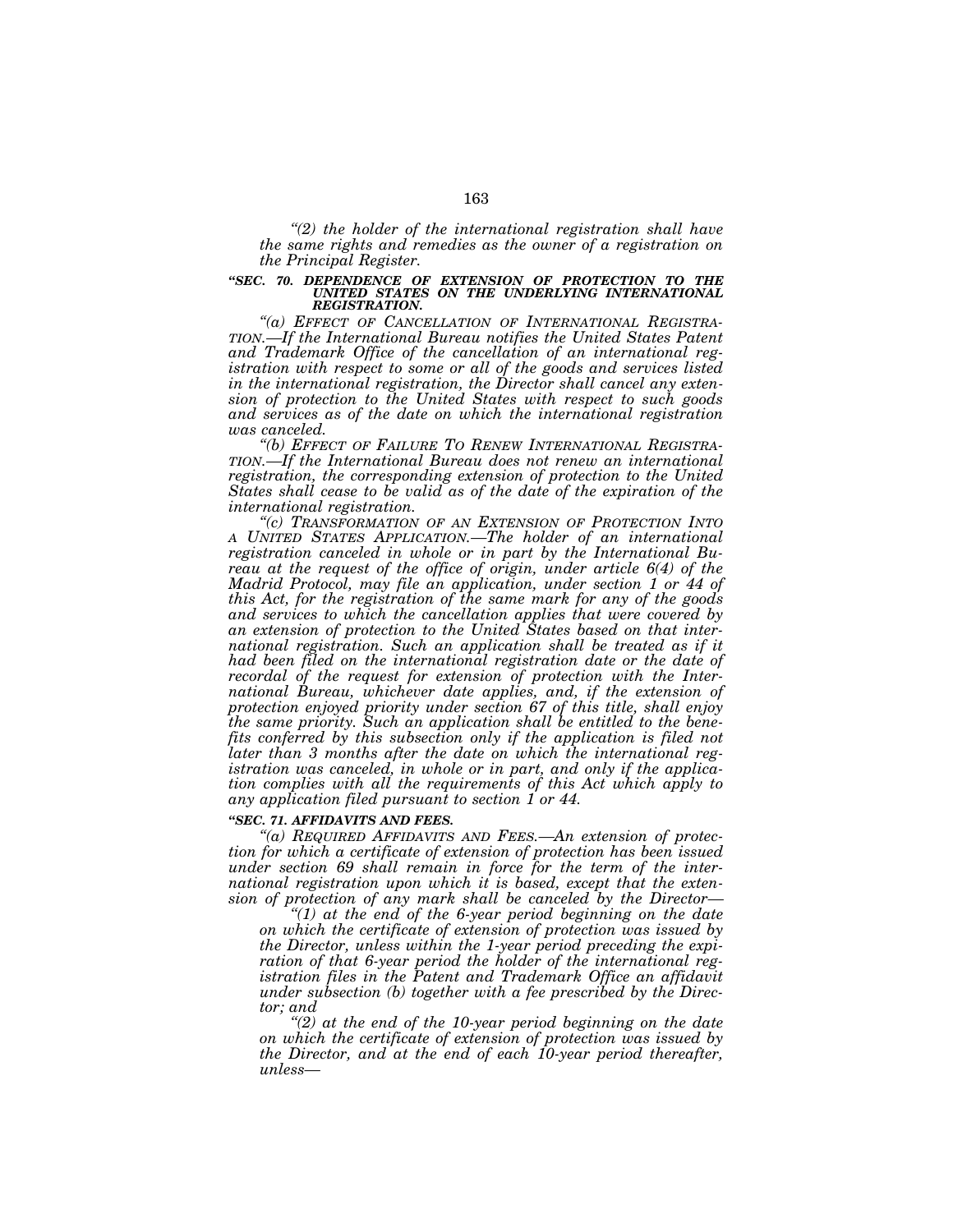*“(2) the holder of the international registration shall have the same rights and remedies as the owner of a registration on the Principal Register.*

***“SEC. 70. DEPENDENCE OF EXTENSION OF PROTECTION TO THE UNITED STATES ON THE UNDERLYING INTERNATIONAL REGISTRATION.***

*“(a) EFFECT OF CANCELLATION OF INTERNATIONAL REGISTRATION.—If the International Bureau notifies the United States Patent and Trademark Office of the cancellation of an international registration with respect to some or all of the goods and services listed in the international registration, the Director shall cancel any extension of protection to the United States with respect to such goods and services as of the date on which the international registration was canceled.*

*“(b) EFFECT OF FAILURE TO RENEW INTERNATIONAL REGISTRATION.—If the International Bureau does not renew an international registration, the corresponding extension of protection to the United States shall cease to be valid as of the date of the expiration of the international registration.*

*“(c) TRANSFORMATION OF AN EXTENSION OF PROTECTION INTO A UNITED STATES APPLICATION.—The holder of an international registration canceled in whole or in part by the International Bureau at the request of the office of origin, under article 6(4) of the Madrid Protocol, may file an application, under section 1 or 44 of this Act, for the registration of the same mark for any of the goods and services to which the cancellation applies that were covered by an extension of protection to the United States based on that international registration. Such an application shall be treated as if it had been filed on the international registration date or the date of recordal of the request for extension of protection with the International Bureau, whichever date applies, and, if the extension of protection enjoyed priority under section 67 of this title, shall enjoy the same priority. Such an application shall be entitled to the benefits conferred by this subsection only if the application is filed not later than 3 months after the date on which the international registration was canceled, in whole or in part, and only if the application complies with all the requirements of this Act which apply to any application filed pursuant to section 1 or 44.*

***“SEC. 71. AFFIDAVITS AND FEES.***

*“(a) REQUIRED AFFIDAVITS AND FEES.—An extension of protection for which a certificate of extension of protection has been issued under section 69 shall remain in force for the term of the international registration upon which it is based, except that the extension of protection of any mark shall be canceled by the Director—*

*“(1) at the end of the 6-year period beginning on the date on which the certificate of extension of protection was issued by the Director, unless within the 1-year period preceding the expiration of that 6-year period the holder of the international registration files in the Patent and Trademark Office an affidavit under subsection (b) together with a fee prescribed by the Director; and*

*“(2) at the end of the 10-year period beginning on the date on which the certificate of extension of protection was issued by the Director, and at the end of each 10-year period thereafter, unless—*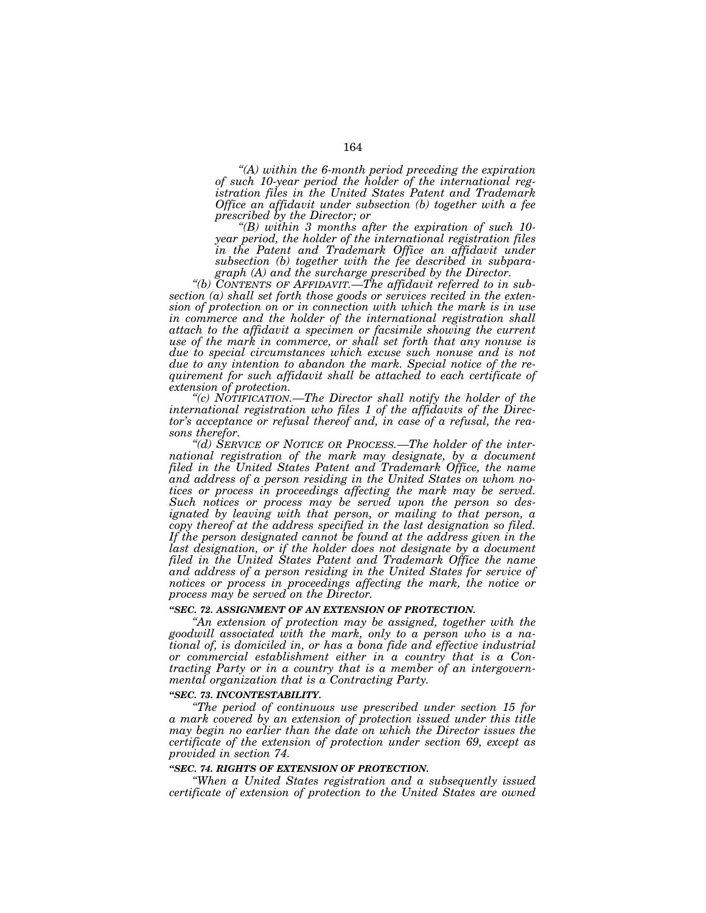*"(A) within the 6-month period preceding the expiration of such 10-year period the holder of the international registration files in the United States Patent and Trademark Office an affidavit under subsection (b) together with a fee prescribed by the Director; or*

*"(B) within 3 months after the expiration of such 10-year period, the holder of the international registration files in the Patent and Trademark Office an affidavit under subsection (b) together with the fee described in subparagraph (A) and the surcharge prescribed by the Director.*

*"(b) CONTENTS OF AFFIDAVIT.—The affidavit referred to in subsection (a) shall set forth those goods or services recited in the extension of protection on or in connection with which the mark is in use in commerce and the holder of the international registration shall attach to the affidavit a specimen or facsimile showing the current use of the mark in commerce, or shall set forth that any nonuse is due to special circumstances which excuse such nonuse and is not due to any intention to abandon the mark. Special notice of the requirement for such affidavit shall be attached to each certificate of extension of protection.*

*"(c) NOTIFICATION.—The Director shall notify the holder of the international registration who files 1 of the affidavits of the Director's acceptance or refusal thereof and, in case of a refusal, the reasons therefor.*

*"(d) SERVICE OF NOTICE OR PROCESS.—The holder of the international registration of the mark may designate, by a document filed in the United States Patent and Trademark Office, the name and address of a person residing in the United States on whom notices or process in proceedings affecting the mark may be served. Such notices or process may be served upon the person so designated by leaving with that person, or mailing to that person, a copy thereof at the address specified in the last designation so filed. If the person designated cannot be found at the address given in the last designation, or if the holder does not designate by a document filed in the United States Patent and Trademark Office the name and address of a person residing in the United States for service of notices or process in proceedings affecting the mark, the notice or process may be served on the Director.*

***"SEC. 72. ASSIGNMENT OF AN EXTENSION OF PROTECTION.***

*"An extension of protection may be assigned, together with the goodwill associated with the mark, only to a person who is a national of, is domiciled in, or has a bona fide and effective industrial or commercial establishment either in a country that is a Contracting Party or in a country that is a member of an intergovernmental organization that is a Contracting Party.*

***"SEC. 73. INCONTESTABILITY.***

*"The period of continuous use prescribed under section 15 for a mark covered by an extension of protection issued under this title may begin no earlier than the date on which the Director issues the certificate of the extension of protection under section 69, except as provided in section 74.*

***"SEC. 74. RIGHTS OF EXTENSION OF PROTECTION.***

*"When a United States registration and a subsequently issued certificate of extension of protection to the United States are owned*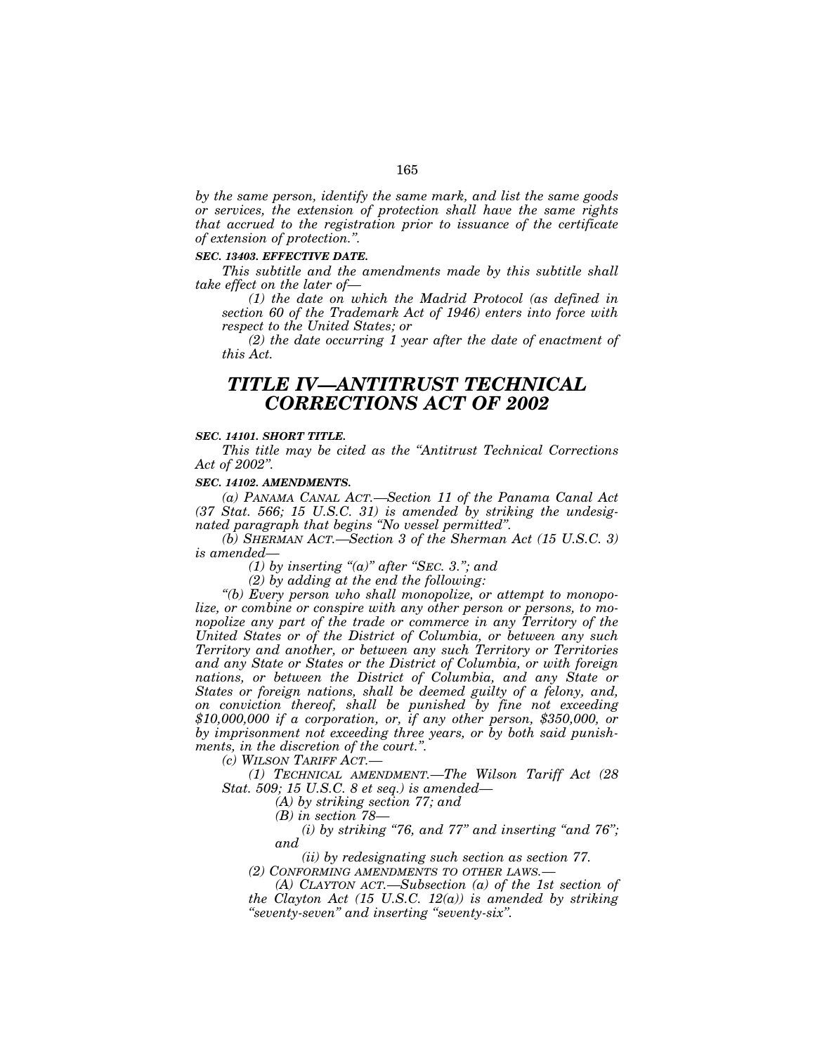*by the same person, identify the same mark, and list the same goods or services, the extension of protection shall have the same rights that accrued to the registration prior to issuance of the certificate of extension of protection.".*

***SEC. 13403. EFFECTIVE DATE.***

*This subtitle and the amendments made by this subtitle shall take effect on the later of—*

*(1) the date on which the Madrid Protocol (as defined in section 60 of the Trademark Act of 1946) enters into force with respect to the United States; or*

*(2) the date occurring 1 year after the date of enactment of this Act.*

# *TITLE IV—ANTITRUST TECHNICAL CORRECTIONS ACT OF 2002*

***SEC. 14101. SHORT TITLE.***

*This title may be cited as the "Antitrust Technical Corrections Act of 2002".*

***SEC. 14102. AMENDMENTS.***

*(a) PANAMA CANAL ACT.—Section 11 of the Panama Canal Act (37 Stat. 566; 15 U.S.C. 31) is amended by striking the undesignated paragraph that begins "No vessel permitted".*

*(b) SHERMAN ACT.—Section 3 of the Sherman Act (15 U.S.C. 3) is amended—*

*(1) by inserting "(a)" after "SEC. 3."; and*

*(2) by adding at the end the following:*

*"(b) Every person who shall monopolize, or attempt to monopolize, or combine or conspire with any other person or persons, to monopolize any part of the trade or commerce in any Territory of the United States or of the District of Columbia, or between any such Territory and another, or between any such Territory or Territories and any State or States or the District of Columbia, or with foreign nations, or between the District of Columbia, and any State or States or foreign nations, shall be deemed guilty of a felony, and, on conviction thereof, shall be punished by fine not exceeding $10,000,000 if a corporation, or, if any other person, $350,000, or by imprisonment not exceeding three years, or by both said punishments, in the discretion of the court.".*

*(c) WILSON TARIFF ACT.—*

*(1) TECHNICAL AMENDMENT.—The Wilson Tariff Act (28 Stat. 509; 15 U.S.C. 8 et seq.) is amended—*

*(A) by striking section 77; and*

*(B) in section 78—*

*(i) by striking "76, and 77" and inserting "and 76"; and*

*(ii) by redesignating such section as section 77.*

*(2) CONFORMING AMENDMENTS TO OTHER LAWS.—*

*(A) CLAYTON ACT.—Subsection (a) of the 1st section of the Clayton Act (15 U.S.C. 12(a)) is amended by striking "seventy-seven" and inserting "seventy-six".*